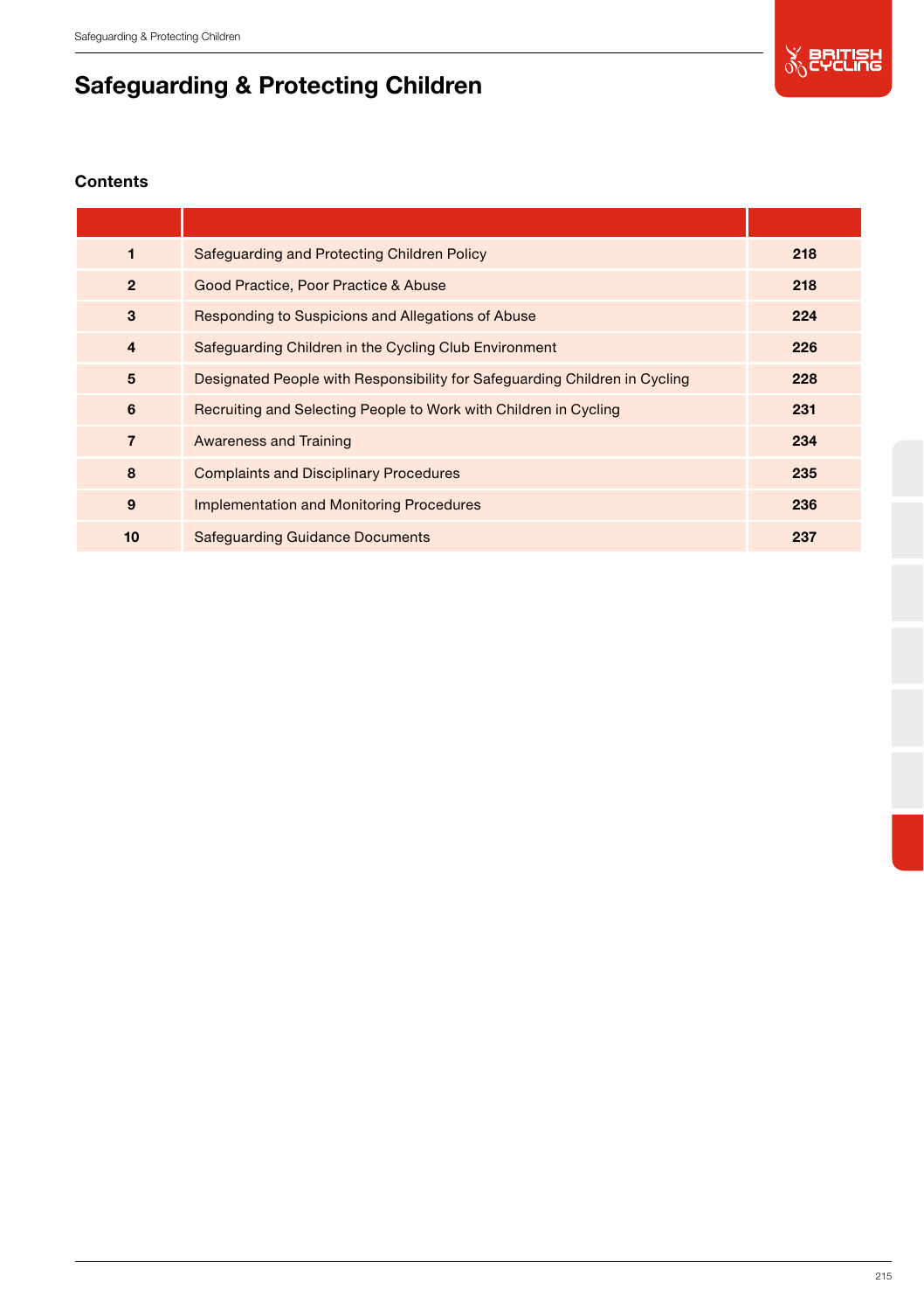# Safeguarding & Protecting Children

## Contents

| | | |
|---|---|---|
| **1** | Safeguarding and Protecting Children Policy | **218** |
| **2** | Good Practice, Poor Practice & Abuse | **218** |
| **3** | Responding to Suspicions and Allegations of Abuse | **224** |
| **4** | Safeguarding Children in the Cycling Club Environment | **226** |
| **5** | Designated People with Responsibility for Safeguarding Children in Cycling | **228** |
| **6** | Recruiting and Selecting People to Work with Children in Cycling | **231** |
| **7** | Awareness and Training | **234** |
| **8** | Complaints and Disciplinary Procedures | **235** |
| **9** | Implementation and Monitoring Procedures | **236** |
| **10** | Safeguarding Guidance Documents | **237** |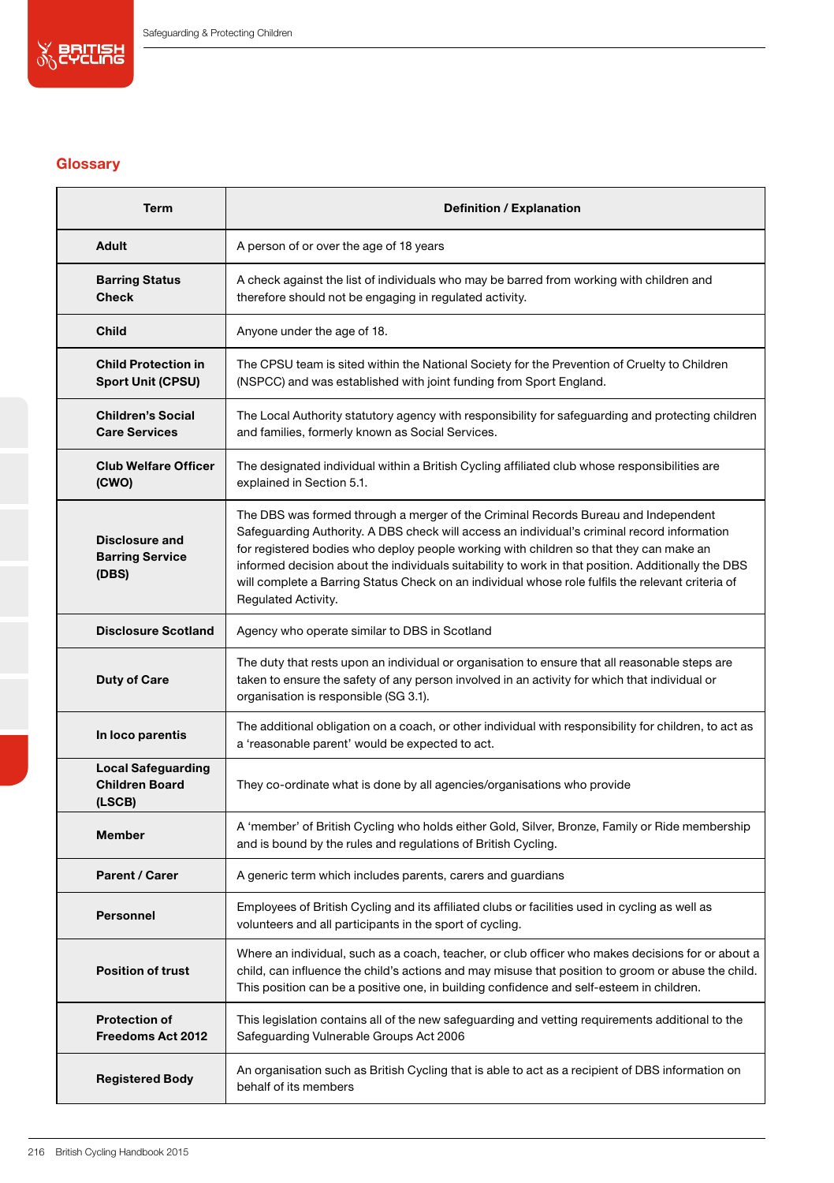## Glossary

| Term | Definition / Explanation |
|---|---|
| **Adult** | A person of or over the age of 18 years |
| **Barring Status Check** | A check against the list of individuals who may be barred from working with children and therefore should not be engaging in regulated activity. |
| **Child** | Anyone under the age of 18. |
| **Child Protection in Sport Unit (CPSU)** | The CPSU team is sited within the National Society for the Prevention of Cruelty to Children (NSPCC) and was established with joint funding from Sport England. |
| **Children's Social Care Services** | The Local Authority statutory agency with responsibility for safeguarding and protecting children and families, formerly known as Social Services. |
| **Club Welfare Officer (CWO)** | The designated individual within a British Cycling affiliated club whose responsibilities are explained in Section 5.1. |
| **Disclosure and Barring Service (DBS)** | The DBS was formed through a merger of the Criminal Records Bureau and Independent Safeguarding Authority. A DBS check will access an individual's criminal record information for registered bodies who deploy people working with children so that they can make an informed decision about the individuals suitability to work in that position. Additionally the DBS will complete a Barring Status Check on an individual whose role fulfils the relevant criteria of Regulated Activity. |
| **Disclosure Scotland** | Agency who operate similar to DBS in Scotland |
| **Duty of Care** | The duty that rests upon an individual or organisation to ensure that all reasonable steps are taken to ensure the safety of any person involved in an activity for which that individual or organisation is responsible (SG 3.1). |
| **In loco parentis** | The additional obligation on a coach, or other individual with responsibility for children, to act as a 'reasonable parent' would be expected to act. |
| **Local Safeguarding Children Board (LSCB)** | They co-ordinate what is done by all agencies/organisations who provide |
| **Member** | A 'member' of British Cycling who holds either Gold, Silver, Bronze, Family or Ride membership and is bound by the rules and regulations of British Cycling. |
| **Parent / Carer** | A generic term which includes parents, carers and guardians |
| **Personnel** | Employees of British Cycling and its affiliated clubs or facilities used in cycling as well as volunteers and all participants in the sport of cycling. |
| **Position of trust** | Where an individual, such as a coach, teacher, or club officer who makes decisions for or about a child, can influence the child's actions and may misuse that position to groom or abuse the child. This position can be a positive one, in building confidence and self-esteem in children. |
| **Protection of Freedoms Act 2012** | This legislation contains all of the new safeguarding and vetting requirements additional to the Safeguarding Vulnerable Groups Act 2006 |
| **Registered Body** | An organisation such as British Cycling that is able to act as a recipient of DBS information on behalf of its members |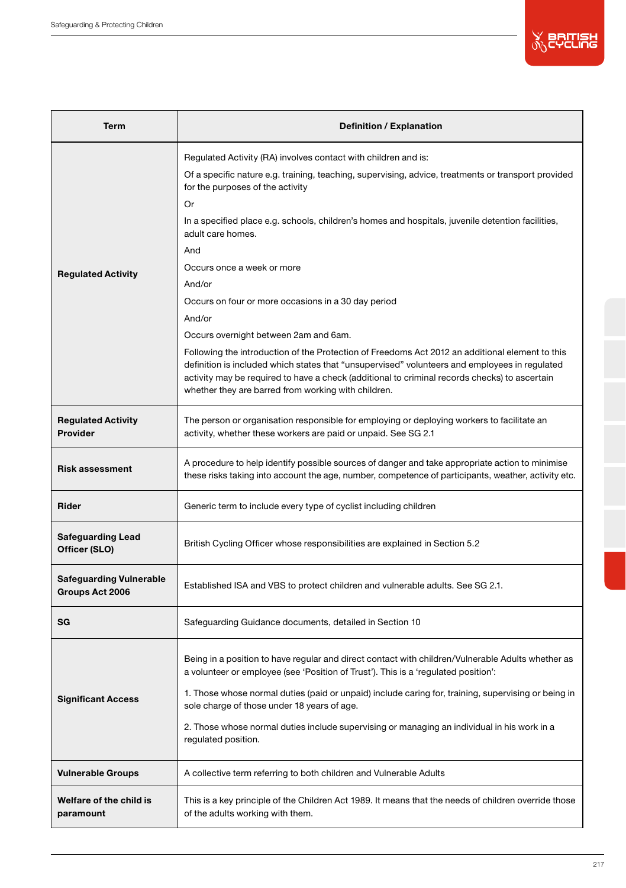| Term | Definition / Explanation |
|---|---|
| **Regulated Activity** | Regulated Activity (RA) involves contact with children and is:<br>Of a specific nature e.g. training, teaching, supervising, advice, treatments or transport provided for the purposes of the activity<br>Or<br>In a specified place e.g. schools, children's homes and hospitals, juvenile detention facilities, adult care homes.<br>And<br>Occurs once a week or more<br>And/or<br>Occurs on four or more occasions in a 30 day period<br>And/or<br>Occurs overnight between 2am and 6am.<br>Following the introduction of the Protection of Freedoms Act 2012 an additional element to this definition is included which states that "unsupervised" volunteers and employees in regulated activity may be required to have a check (additional to criminal records checks) to ascertain whether they are barred from working with children. |
| **Regulated Activity Provider** | The person or organisation responsible for employing or deploying workers to facilitate an activity, whether these workers are paid or unpaid. See SG 2.1 |
| **Risk assessment** | A procedure to help identify possible sources of danger and take appropriate action to minimise these risks taking into account the age, number, competence of participants, weather, activity etc. |
| **Rider** | Generic term to include every type of cyclist including children |
| **Safeguarding Lead Officer (SLO)** | British Cycling Officer whose responsibilities are explained in Section 5.2 |
| **Safeguarding Vulnerable Groups Act 2006** | Established ISA and VBS to protect children and vulnerable adults. See SG 2.1. |
| **SG** | Safeguarding Guidance documents, detailed in Section 10 |
| **Significant Access** | Being in a position to have regular and direct contact with children/Vulnerable Adults whether as a volunteer or employee (see 'Position of Trust'). This is a 'regulated position':<br>1. Those whose normal duties (paid or unpaid) include caring for, training, supervising or being in sole charge of those under 18 years of age.<br>2. Those whose normal duties include supervising or managing an individual in his work in a regulated position. |
| **Vulnerable Groups** | A collective term referring to both children and Vulnerable Adults |
| **Welfare of the child is paramount** | This is a key principle of the Children Act 1989. It means that the needs of children override those of the adults working with them. |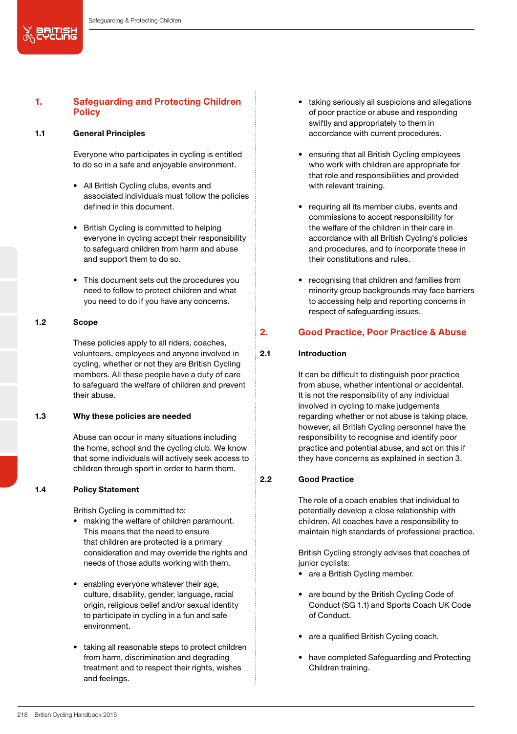## 1. Safeguarding and Protecting Children Policy

### 1.1 General Principles

Everyone who participates in cycling is entitled to do so in a safe and enjoyable environment.

- All British Cycling clubs, events and associated individuals must follow the policies defined in this document.
- British Cycling is committed to helping everyone in cycling accept their responsibility to safeguard children from harm and abuse and support them to do so.
- This document sets out the procedures you need to follow to protect children and what you need to do if you have any concerns.

### 1.2 Scope

These policies apply to all riders, coaches, volunteers, employees and anyone involved in cycling, whether or not they are British Cycling members. All these people have a duty of care to safeguard the welfare of children and prevent their abuse.

### 1.3 Why these policies are needed

Abuse can occur in many situations including the home, school and the cycling club. We know that some individuals will actively seek access to children through sport in order to harm them.

### 1.4 Policy Statement

British Cycling is committed to:

- making the welfare of children paramount. This means that the need to ensure that children are protected is a primary consideration and may override the rights and needs of those adults working with them.
- enabling everyone whatever their age, culture, disability, gender, language, racial origin, religious belief and/or sexual identity to participate in cycling in a fun and safe environment.
- taking all reasonable steps to protect children from harm, discrimination and degrading treatment and to respect their rights, wishes and feelings.
- taking seriously all suspicions and allegations of poor practice or abuse and responding swiftly and appropriately to them in accordance with current procedures.
- ensuring that all British Cycling employees who work with children are appropriate for that role and responsibilities and provided with relevant training.
- requiring all its member clubs, events and commissions to accept responsibility for the welfare of the children in their care in accordance with all British Cycling's policies and procedures, and to incorporate these in their constitutions and rules.
- recognising that children and families from minority group backgrounds may face barriers to accessing help and reporting concerns in respect of safeguarding issues.

## 2. Good Practice, Poor Practice & Abuse

### 2.1 Introduction

It can be difficult to distinguish poor practice from abuse, whether intentional or accidental. It is not the responsibility of any individual involved in cycling to make judgements regarding whether or not abuse is taking place, however, all British Cycling personnel have the responsibility to recognise and identify poor practice and potential abuse, and act on this if they have concerns as explained in section 3.

### 2.2 Good Practice

The role of a coach enables that individual to potentially develop a close relationship with children. All coaches have a responsibility to maintain high standards of professional practice.

British Cycling strongly advises that coaches of junior cyclists:

- are a British Cycling member.
- are bound by the British Cycling Code of Conduct (SG 1.1) and Sports Coach UK Code of Conduct.
- are a qualified British Cycling coach.
- have completed Safeguarding and Protecting Children training.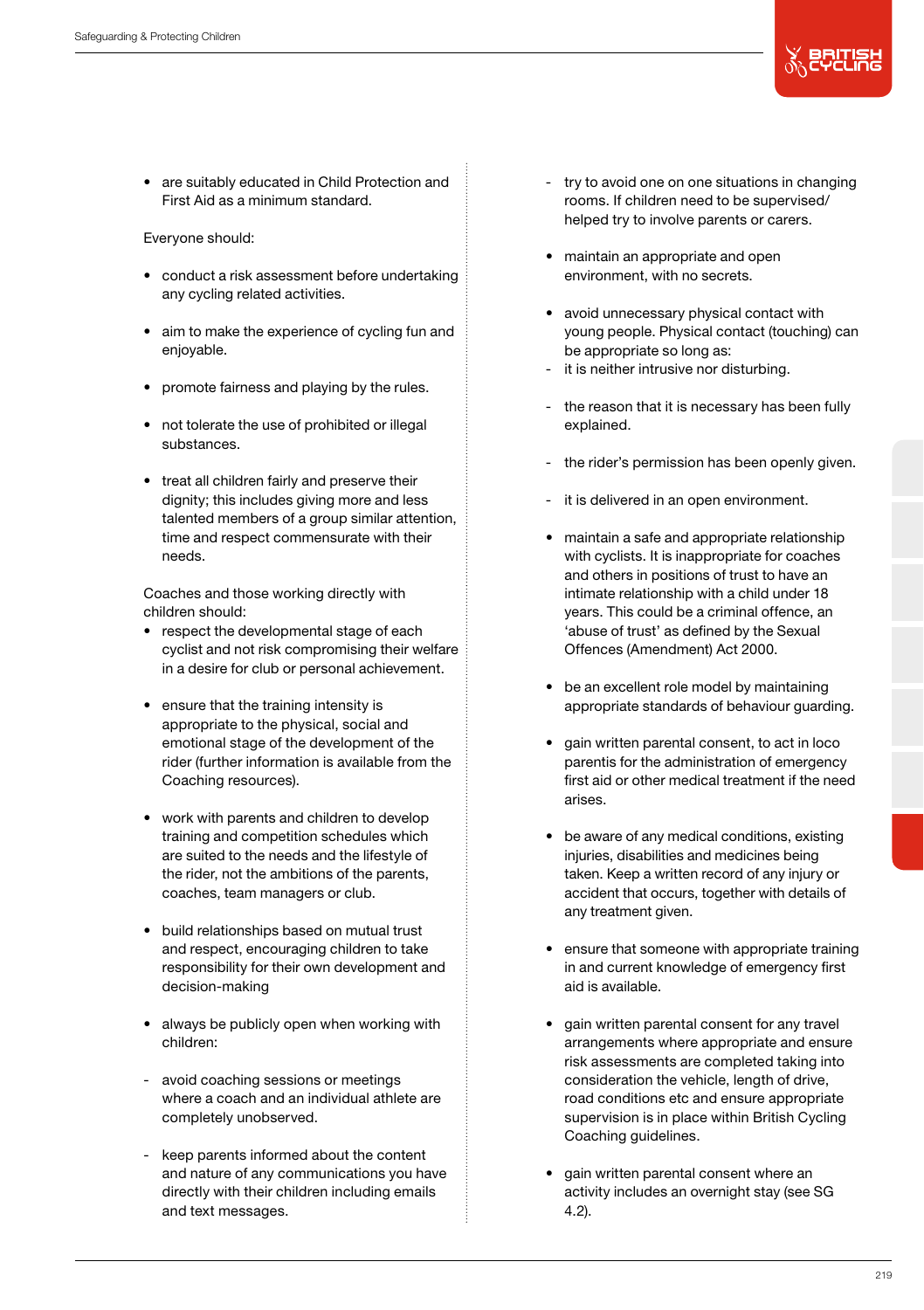- are suitably educated in Child Protection and First Aid as a minimum standard.

Everyone should:

- conduct a risk assessment before undertaking any cycling related activities.
- aim to make the experience of cycling fun and enjoyable.
- promote fairness and playing by the rules.
- not tolerate the use of prohibited or illegal substances.
- treat all children fairly and preserve their dignity; this includes giving more and less talented members of a group similar attention, time and respect commensurate with their needs.

Coaches and those working directly with children should:

- respect the developmental stage of each cyclist and not risk compromising their welfare in a desire for club or personal achievement.
- ensure that the training intensity is appropriate to the physical, social and emotional stage of the development of the rider (further information is available from the Coaching resources).
- work with parents and children to develop training and competition schedules which are suited to the needs and the lifestyle of the rider, not the ambitions of the parents, coaches, team managers or club.
- build relationships based on mutual trust and respect, encouraging children to take responsibility for their own development and decision-making
- always be publicly open when working with children:
  - avoid coaching sessions or meetings where a coach and an individual athlete are completely unobserved.
  - keep parents informed about the content and nature of any communications you have directly with their children including emails and text messages.
  - try to avoid one on one situations in changing rooms. If children need to be supervised/helped try to involve parents or carers.
- maintain an appropriate and open environment, with no secrets.
- avoid unnecessary physical contact with young people. Physical contact (touching) can be appropriate so long as:
  - it is neither intrusive nor disturbing.
  - the reason that it is necessary has been fully explained.
  - the rider's permission has been openly given.
  - it is delivered in an open environment.
- maintain a safe and appropriate relationship with cyclists. It is inappropriate for coaches and others in positions of trust to have an intimate relationship with a child under 18 years. This could be a criminal offence, an 'abuse of trust' as defined by the Sexual Offences (Amendment) Act 2000.
- be an excellent role model by maintaining appropriate standards of behaviour guarding.
- gain written parental consent, to act in loco parentis for the administration of emergency first aid or other medical treatment if the need arises.
- be aware of any medical conditions, existing injuries, disabilities and medicines being taken. Keep a written record of any injury or accident that occurs, together with details of any treatment given.
- ensure that someone with appropriate training in and current knowledge of emergency first aid is available.
- gain written parental consent for any travel arrangements where appropriate and ensure risk assessments are completed taking into consideration the vehicle, length of drive, road conditions etc and ensure appropriate supervision is in place within British Cycling Coaching guidelines.
- gain written parental consent where an activity includes an overnight stay (see SG 4.2).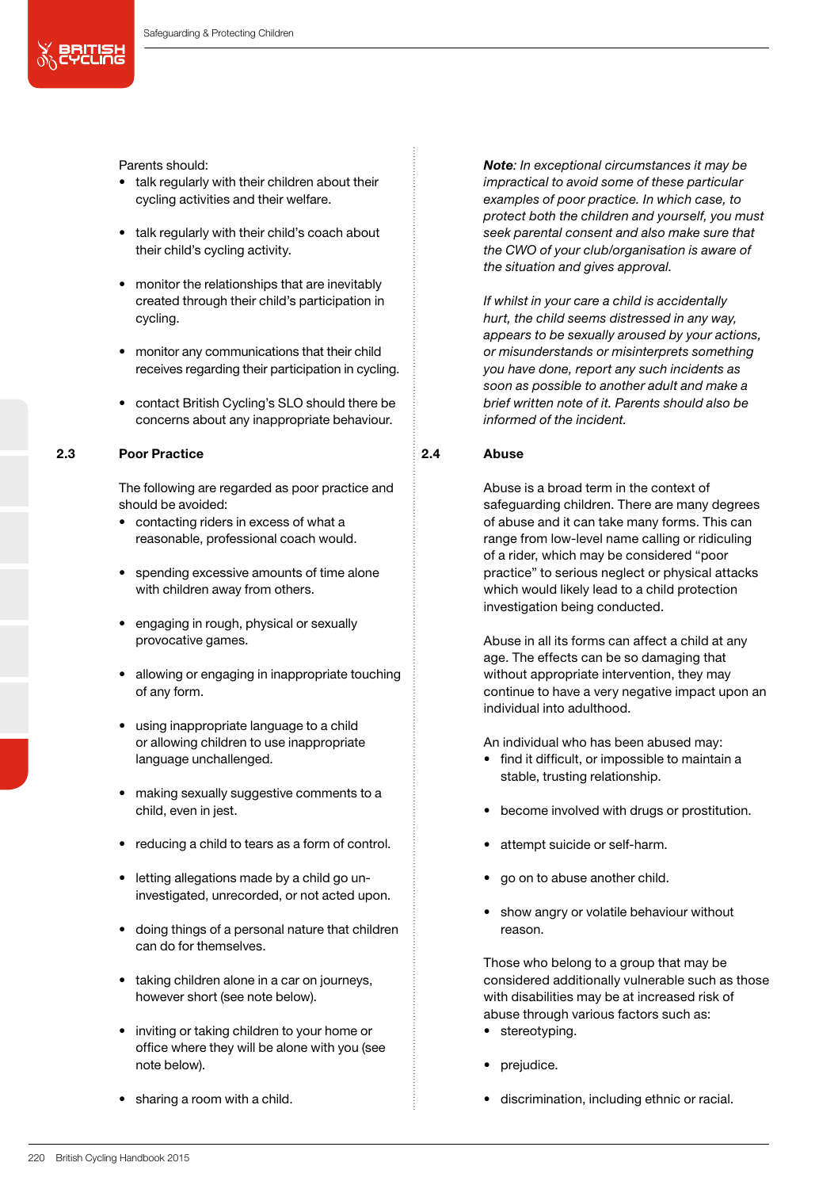Parents should:

- talk regularly with their children about their cycling activities and their welfare.
- talk regularly with their child's coach about their child's cycling activity.
- monitor the relationships that are inevitably created through their child's participation in cycling.
- monitor any communications that their child receives regarding their participation in cycling.
- contact British Cycling's SLO should there be concerns about any inappropriate behaviour.

## 2.3 Poor Practice

The following are regarded as poor practice and should be avoided:

- contacting riders in excess of what a reasonable, professional coach would.
- spending excessive amounts of time alone with children away from others.
- engaging in rough, physical or sexually provocative games.
- allowing or engaging in inappropriate touching of any form.
- using inappropriate language to a child or allowing children to use inappropriate language unchallenged.
- making sexually suggestive comments to a child, even in jest.
- reducing a child to tears as a form of control.
- letting allegations made by a child go un-investigated, unrecorded, or not acted upon.
- doing things of a personal nature that children can do for themselves.
- taking children alone in a car on journeys, however short (see note below).
- inviting or taking children to your home or office where they will be alone with you (see note below).
- sharing a room with a child.

***Note**: In exceptional circumstances it may be impractical to avoid some of these particular examples of poor practice. In which case, to protect both the children and yourself, you must seek parental consent and also make sure that the CWO of your club/organisation is aware of the situation and gives approval.*

*If whilst in your care a child is accidentally hurt, the child seems distressed in any way, appears to be sexually aroused by your actions, or misunderstands or misinterprets something you have done, report any such incidents as soon as possible to another adult and make a brief written note of it. Parents should also be informed of the incident.*

## 2.4 Abuse

Abuse is a broad term in the context of safeguarding children. There are many degrees of abuse and it can take many forms. This can range from low-level name calling or ridiculing of a rider, which may be considered "poor practice" to serious neglect or physical attacks which would likely lead to a child protection investigation being conducted.

Abuse in all its forms can affect a child at any age. The effects can be so damaging that without appropriate intervention, they may continue to have a very negative impact upon an individual into adulthood.

An individual who has been abused may:

- find it difficult, or impossible to maintain a stable, trusting relationship.
- become involved with drugs or prostitution.
- attempt suicide or self-harm.
- go on to abuse another child.
- show angry or volatile behaviour without reason.

Those who belong to a group that may be considered additionally vulnerable such as those with disabilities may be at increased risk of abuse through various factors such as:

- stereotyping.
- prejudice.
- discrimination, including ethnic or racial.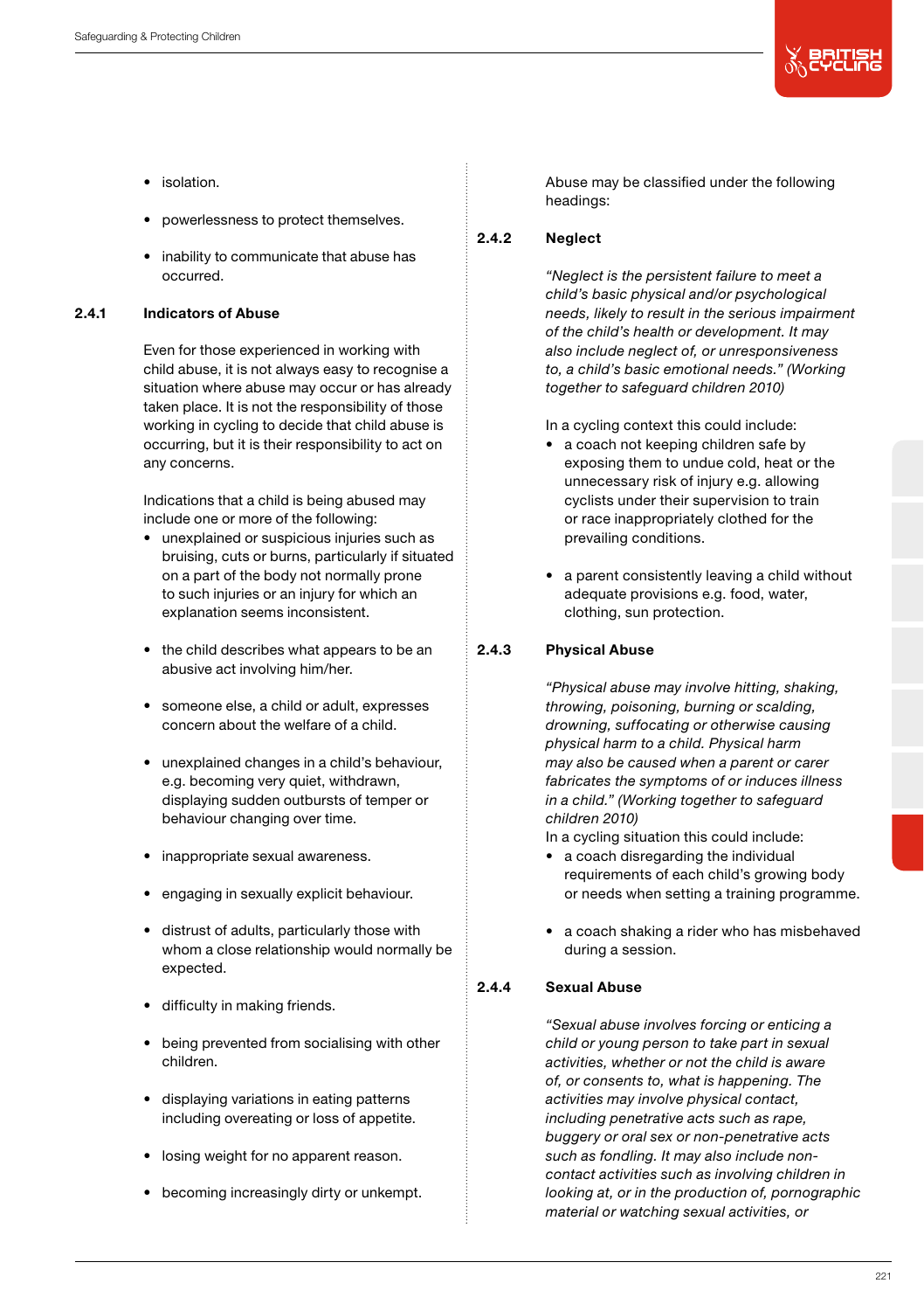- isolation.
- powerlessness to protect themselves.
- inability to communicate that abuse has occurred.

### 2.4.1 Indicators of Abuse

Even for those experienced in working with child abuse, it is not always easy to recognise a situation where abuse may occur or has already taken place. It is not the responsibility of those working in cycling to decide that child abuse is occurring, but it is their responsibility to act on any concerns.

Indications that a child is being abused may include one or more of the following:

- unexplained or suspicious injuries such as bruising, cuts or burns, particularly if situated on a part of the body not normally prone to such injuries or an injury for which an explanation seems inconsistent.
- the child describes what appears to be an abusive act involving him/her.
- someone else, a child or adult, expresses concern about the welfare of a child.
- unexplained changes in a child's behaviour, e.g. becoming very quiet, withdrawn, displaying sudden outbursts of temper or behaviour changing over time.
- inappropriate sexual awareness.
- engaging in sexually explicit behaviour.
- distrust of adults, particularly those with whom a close relationship would normally be expected.
- difficulty in making friends.
- being prevented from socialising with other children.
- displaying variations in eating patterns including overeating or loss of appetite.
- losing weight for no apparent reason.
- becoming increasingly dirty or unkempt.

Abuse may be classified under the following headings:

### 2.4.2 Neglect

*"Neglect is the persistent failure to meet a child's basic physical and/or psychological needs, likely to result in the serious impairment of the child's health or development. It may also include neglect of, or unresponsiveness to, a child's basic emotional needs." (Working together to safeguard children 2010)*

In a cycling context this could include:

- a coach not keeping children safe by exposing them to undue cold, heat or the unnecessary risk of injury e.g. allowing cyclists under their supervision to train or race inappropriately clothed for the prevailing conditions.
- a parent consistently leaving a child without adequate provisions e.g. food, water, clothing, sun protection.

### 2.4.3 Physical Abuse

*"Physical abuse may involve hitting, shaking, throwing, poisoning, burning or scalding, drowning, suffocating or otherwise causing physical harm to a child. Physical harm may also be caused when a parent or carer fabricates the symptoms of or induces illness in a child." (Working together to safeguard children 2010)*

In a cycling situation this could include:

- a coach disregarding the individual requirements of each child's growing body or needs when setting a training programme.
- a coach shaking a rider who has misbehaved during a session.

### 2.4.4 Sexual Abuse

*"Sexual abuse involves forcing or enticing a child or young person to take part in sexual activities, whether or not the child is aware of, or consents to, what is happening. The activities may involve physical contact, including penetrative acts such as rape, buggery or oral sex or non-penetrative acts such as fondling. It may also include non-contact activities such as involving children in looking at, or in the production of, pornographic material or watching sexual activities, or*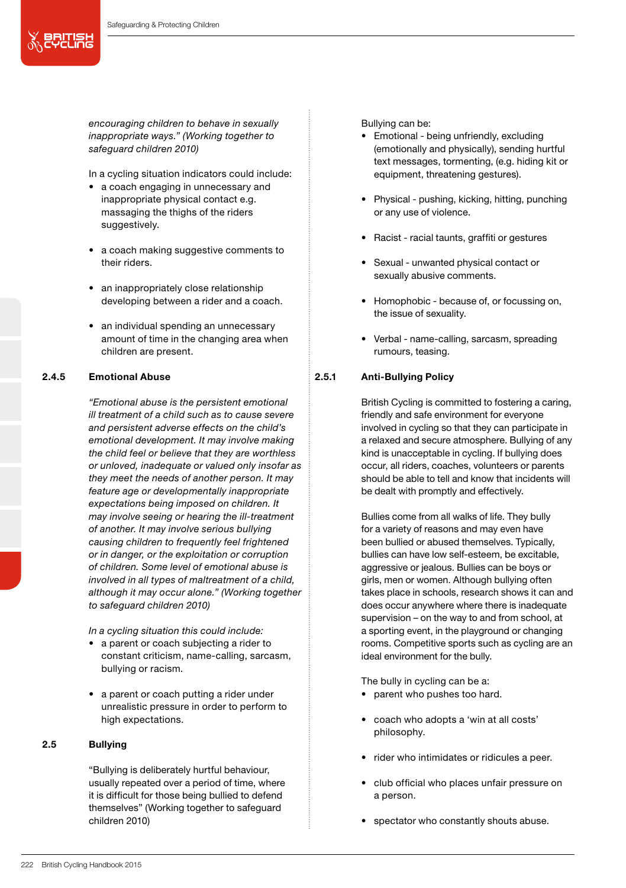*encouraging children to behave in sexually inappropriate ways." (Working together to safeguard children 2010)*

In a cycling situation indicators could include:

- a coach engaging in unnecessary and inappropriate physical contact e.g. massaging the thighs of the riders suggestively.
- a coach making suggestive comments to their riders.
- an inappropriately close relationship developing between a rider and a coach.
- an individual spending an unnecessary amount of time in the changing area when children are present.

### 2.4.5 Emotional Abuse

*"Emotional abuse is the persistent emotional ill treatment of a child such as to cause severe and persistent adverse effects on the child's emotional development. It may involve making the child feel or believe that they are worthless or unloved, inadequate or valued only insofar as they meet the needs of another person. It may feature age or developmentally inappropriate expectations being imposed on children. It may involve seeing or hearing the ill-treatment of another. It may involve serious bullying causing children to frequently feel frightened or in danger, or the exploitation or corruption of children. Some level of emotional abuse is involved in all types of maltreatment of a child, although it may occur alone." (Working together to safeguard children 2010)*

*In a cycling situation this could include:*

- a parent or coach subjecting a rider to constant criticism, name-calling, sarcasm, bullying or racism.
- a parent or coach putting a rider under unrealistic pressure in order to perform to high expectations.

## 2.5 Bullying

"Bullying is deliberately hurtful behaviour, usually repeated over a period of time, where it is difficult for those being bullied to defend themselves" (Working together to safeguard children 2010)

Bullying can be:

- Emotional - being unfriendly, excluding (emotionally and physically), sending hurtful text messages, tormenting, (e.g. hiding kit or equipment, threatening gestures).
- Physical - pushing, kicking, hitting, punching or any use of violence.
- Racist - racial taunts, graffiti or gestures
- Sexual - unwanted physical contact or sexually abusive comments.
- Homophobic - because of, or focussing on, the issue of sexuality.
- Verbal - name-calling, sarcasm, spreading rumours, teasing.

### 2.5.1 Anti-Bullying Policy

British Cycling is committed to fostering a caring, friendly and safe environment for everyone involved in cycling so that they can participate in a relaxed and secure atmosphere. Bullying of any kind is unacceptable in cycling. If bullying does occur, all riders, coaches, volunteers or parents should be able to tell and know that incidents will be dealt with promptly and effectively.

Bullies come from all walks of life. They bully for a variety of reasons and may even have been bullied or abused themselves. Typically, bullies can have low self-esteem, be excitable, aggressive or jealous. Bullies can be boys or girls, men or women. Although bullying often takes place in schools, research shows it can and does occur anywhere where there is inadequate supervision – on the way to and from school, at a sporting event, in the playground or changing rooms. Competitive sports such as cycling are an ideal environment for the bully.

The bully in cycling can be a:

- parent who pushes too hard.
- coach who adopts a 'win at all costs' philosophy.
- rider who intimidates or ridicules a peer.
- club official who places unfair pressure on a person.
- spectator who constantly shouts abuse.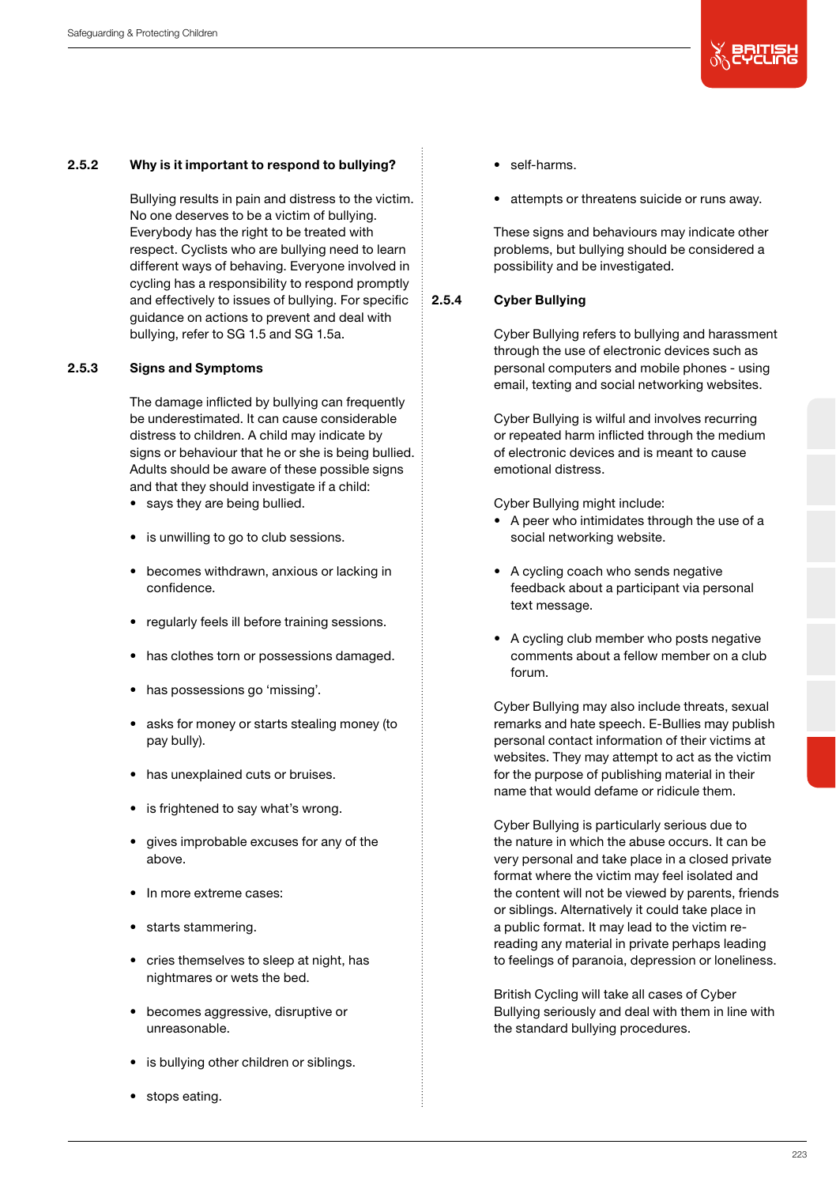### 2.5.2 Why is it important to respond to bullying?

Bullying results in pain and distress to the victim. No one deserves to be a victim of bullying. Everybody has the right to be treated with respect. Cyclists who are bullying need to learn different ways of behaving. Everyone involved in cycling has a responsibility to respond promptly and effectively to issues of bullying. For specific guidance on actions to prevent and deal with bullying, refer to SG 1.5 and SG 1.5a.

### 2.5.3 Signs and Symptoms

The damage inflicted by bullying can frequently be underestimated. It can cause considerable distress to children. A child may indicate by signs or behaviour that he or she is being bullied. Adults should be aware of these possible signs and that they should investigate if a child:

- says they are being bullied.
- is unwilling to go to club sessions.
- becomes withdrawn, anxious or lacking in confidence.
- regularly feels ill before training sessions.
- has clothes torn or possessions damaged.
- has possessions go 'missing'.
- asks for money or starts stealing money (to pay bully).
- has unexplained cuts or bruises.
- is frightened to say what's wrong.
- gives improbable excuses for any of the above.
- In more extreme cases:
- starts stammering.
- cries themselves to sleep at night, has nightmares or wets the bed.
- becomes aggressive, disruptive or unreasonable.
- is bullying other children or siblings.
- stops eating.
- self-harms.
- attempts or threatens suicide or runs away.

These signs and behaviours may indicate other problems, but bullying should be considered a possibility and be investigated.

### 2.5.4 Cyber Bullying

Cyber Bullying refers to bullying and harassment through the use of electronic devices such as personal computers and mobile phones - using email, texting and social networking websites.

Cyber Bullying is wilful and involves recurring or repeated harm inflicted through the medium of electronic devices and is meant to cause emotional distress.

Cyber Bullying might include:

- A peer who intimidates through the use of a social networking website.
- A cycling coach who sends negative feedback about a participant via personal text message.
- A cycling club member who posts negative comments about a fellow member on a club forum.

Cyber Bullying may also include threats, sexual remarks and hate speech. E-Bullies may publish personal contact information of their victims at websites. They may attempt to act as the victim for the purpose of publishing material in their name that would defame or ridicule them.

Cyber Bullying is particularly serious due to the nature in which the abuse occurs. It can be very personal and take place in a closed private format where the victim may feel isolated and the content will not be viewed by parents, friends or siblings. Alternatively it could take place in a public format. It may lead to the victim re-reading any material in private perhaps leading to feelings of paranoia, depression or loneliness.

British Cycling will take all cases of Cyber Bullying seriously and deal with them in line with the standard bullying procedures.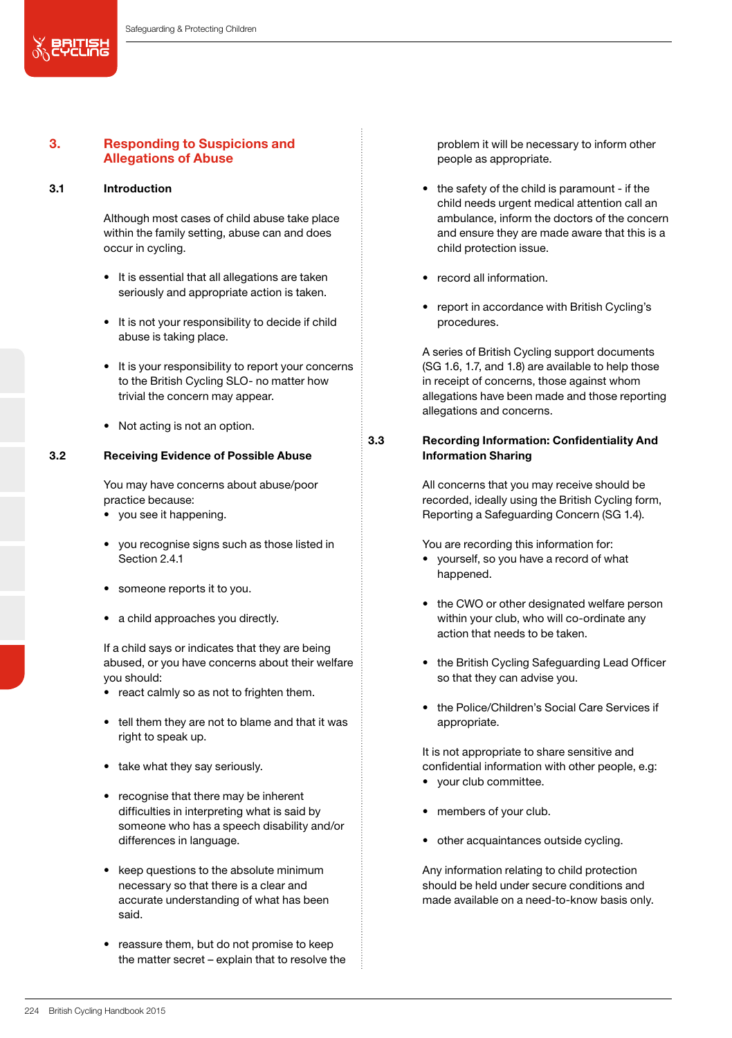## 3. Responding to Suspicions and Allegations of Abuse

### 3.1 Introduction

Although most cases of child abuse take place within the family setting, abuse can and does occur in cycling.

- It is essential that all allegations are taken seriously and appropriate action is taken.
- It is not your responsibility to decide if child abuse is taking place.
- It is your responsibility to report your concerns to the British Cycling SLO- no matter how trivial the concern may appear.
- Not acting is not an option.

### 3.2 Receiving Evidence of Possible Abuse

You may have concerns about abuse/poor practice because:

- you see it happening.
- you recognise signs such as those listed in Section 2.4.1
- someone reports it to you.
- a child approaches you directly.

If a child says or indicates that they are being abused, or you have concerns about their welfare you should:

- react calmly so as not to frighten them.
- tell them they are not to blame and that it was right to speak up.
- take what they say seriously.
- recognise that there may be inherent difficulties in interpreting what is said by someone who has a speech disability and/or differences in language.
- keep questions to the absolute minimum necessary so that there is a clear and accurate understanding of what has been said.
- reassure them, but do not promise to keep the matter secret – explain that to resolve the problem it will be necessary to inform other people as appropriate.
- the safety of the child is paramount - if the child needs urgent medical attention call an ambulance, inform the doctors of the concern and ensure they are made aware that this is a child protection issue.
- record all information.
- report in accordance with British Cycling's procedures.

A series of British Cycling support documents (SG 1.6, 1.7, and 1.8) are available to help those in receipt of concerns, those against whom allegations have been made and those reporting allegations and concerns.

### 3.3 Recording Information: Confidentiality And Information Sharing

All concerns that you may receive should be recorded, ideally using the British Cycling form, Reporting a Safeguarding Concern (SG 1.4).

You are recording this information for:

- yourself, so you have a record of what happened.
- the CWO or other designated welfare person within your club, who will co-ordinate any action that needs to be taken.
- the British Cycling Safeguarding Lead Officer so that they can advise you.
- the Police/Children's Social Care Services if appropriate.

It is not appropriate to share sensitive and confidential information with other people, e.g:

- your club committee.
- members of your club.
- other acquaintances outside cycling.

Any information relating to child protection should be held under secure conditions and made available on a need-to-know basis only.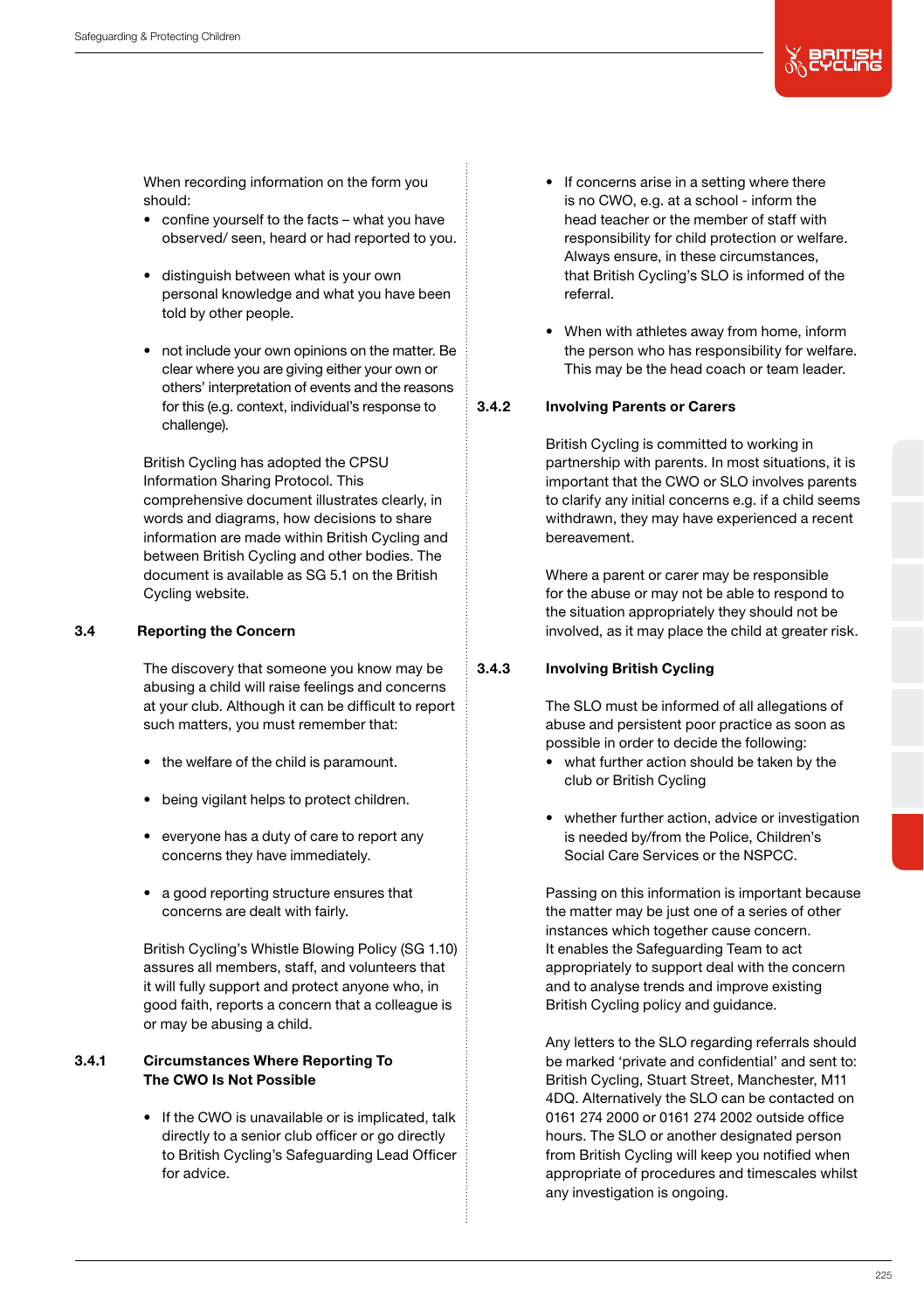When recording information on the form you should:

- confine yourself to the facts – what you have observed/ seen, heard or had reported to you.
- distinguish between what is your own personal knowledge and what you have been told by other people.
- not include your own opinions on the matter. Be clear where you are giving either your own or others' interpretation of events and the reasons for this (e.g. context, individual's response to challenge).

British Cycling has adopted the CPSU Information Sharing Protocol. This comprehensive document illustrates clearly, in words and diagrams, how decisions to share information are made within British Cycling and between British Cycling and other bodies. The document is available as SG 5.1 on the British Cycling website.

## 3.4 Reporting the Concern

The discovery that someone you know may be abusing a child will raise feelings and concerns at your club. Although it can be difficult to report such matters, you must remember that:

- the welfare of the child is paramount.
- being vigilant helps to protect children.
- everyone has a duty of care to report any concerns they have immediately.
- a good reporting structure ensures that concerns are dealt with fairly.

British Cycling's Whistle Blowing Policy (SG 1.10) assures all members, staff, and volunteers that it will fully support and protect anyone who, in good faith, reports a concern that a colleague is or may be abusing a child.

### 3.4.1 Circumstances Where Reporting To The CWO Is Not Possible

- If the CWO is unavailable or is implicated, talk directly to a senior club officer or go directly to British Cycling's Safeguarding Lead Officer for advice.
- If concerns arise in a setting where there is no CWO, e.g. at a school - inform the head teacher or the member of staff with responsibility for child protection or welfare. Always ensure, in these circumstances, that British Cycling's SLO is informed of the referral.
- When with athletes away from home, inform the person who has responsibility for welfare. This may be the head coach or team leader.

### 3.4.2 Involving Parents or Carers

British Cycling is committed to working in partnership with parents. In most situations, it is important that the CWO or SLO involves parents to clarify any initial concerns e.g. if a child seems withdrawn, they may have experienced a recent bereavement.

Where a parent or carer may be responsible for the abuse or may not be able to respond to the situation appropriately they should not be involved, as it may place the child at greater risk.

### 3.4.3 Involving British Cycling

The SLO must be informed of all allegations of abuse and persistent poor practice as soon as possible in order to decide the following:

- what further action should be taken by the club or British Cycling
- whether further action, advice or investigation is needed by/from the Police, Children's Social Care Services or the NSPCC.

Passing on this information is important because the matter may be just one of a series of other instances which together cause concern. It enables the Safeguarding Team to act appropriately to support deal with the concern and to analyse trends and improve existing British Cycling policy and guidance.

Any letters to the SLO regarding referrals should be marked 'private and confidential' and sent to: British Cycling, Stuart Street, Manchester, M11 4DQ. Alternatively the SLO can be contacted on 0161 274 2000 or 0161 274 2002 outside office hours. The SLO or another designated person from British Cycling will keep you notified when appropriate of procedures and timescales whilst any investigation is ongoing.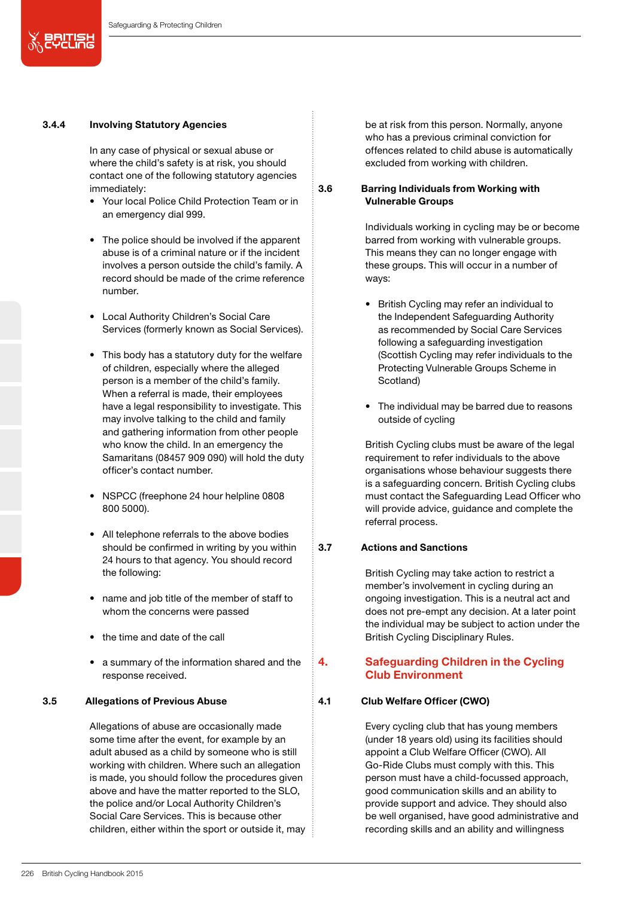#### 3.4.4 Involving Statutory Agencies

In any case of physical or sexual abuse or where the child's safety is at risk, you should contact one of the following statutory agencies immediately:

- Your local Police Child Protection Team or in an emergency dial 999.
- The police should be involved if the apparent abuse is of a criminal nature or if the incident involves a person outside the child's family. A record should be made of the crime reference number.
- Local Authority Children's Social Care Services (formerly known as Social Services).
- This body has a statutory duty for the welfare of children, especially where the alleged person is a member of the child's family. When a referral is made, their employees have a legal responsibility to investigate. This may involve talking to the child and family and gathering information from other people who know the child. In an emergency the Samaritans (08457 909 090) will hold the duty officer's contact number.
- NSPCC (freephone 24 hour helpline 0808 800 5000).
- All telephone referrals to the above bodies should be confirmed in writing by you within 24 hours to that agency. You should record the following:
- name and job title of the member of staff to whom the concerns were passed
- the time and date of the call
- a summary of the information shared and the response received.

### 3.5 Allegations of Previous Abuse

Allegations of abuse are occasionally made some time after the event, for example by an adult abused as a child by someone who is still working with children. Where such an allegation is made, you should follow the procedures given above and have the matter reported to the SLO, the police and/or Local Authority Children's Social Care Services. This is because other children, either within the sport or outside it, may be at risk from this person. Normally, anyone who has a previous criminal conviction for offences related to child abuse is automatically excluded from working with children.

### 3.6 Barring Individuals from Working with Vulnerable Groups

Individuals working in cycling may be or become barred from working with vulnerable groups. This means they can no longer engage with these groups. This will occur in a number of ways:

- British Cycling may refer an individual to the Independent Safeguarding Authority as recommended by Social Care Services following a safeguarding investigation (Scottish Cycling may refer individuals to the Protecting Vulnerable Groups Scheme in Scotland)
- The individual may be barred due to reasons outside of cycling

British Cycling clubs must be aware of the legal requirement to refer individuals to the above organisations whose behaviour suggests there is a safeguarding concern. British Cycling clubs must contact the Safeguarding Lead Officer who will provide advice, guidance and complete the referral process.

### 3.7 Actions and Sanctions

British Cycling may take action to restrict a member's involvement in cycling during an ongoing investigation. This is a neutral act and does not pre-empt any decision. At a later point the individual may be subject to action under the British Cycling Disciplinary Rules.

## 4. Safeguarding Children in the Cycling Club Environment

### 4.1 Club Welfare Officer (CWO)

Every cycling club that has young members (under 18 years old) using its facilities should appoint a Club Welfare Officer (CWO). All Go-Ride Clubs must comply with this. This person must have a child-focussed approach, good communication skills and an ability to provide support and advice. They should also be well organised, have good administrative and recording skills and an ability and willingness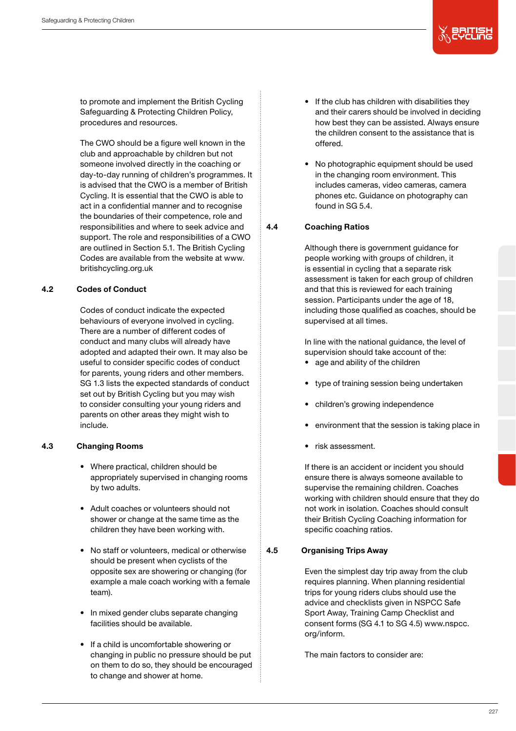to promote and implement the British Cycling Safeguarding & Protecting Children Policy, procedures and resources.

The CWO should be a figure well known in the club and approachable by children but not someone involved directly in the coaching or day-to-day running of children's programmes. It is advised that the CWO is a member of British Cycling. It is essential that the CWO is able to act in a confidential manner and to recognise the boundaries of their competence, role and responsibilities and where to seek advice and support. The role and responsibilities of a CWO are outlined in Section 5.1. The British Cycling Codes are available from the website at www.britishcycling.org.uk

### 4.2 Codes of Conduct

Codes of conduct indicate the expected behaviours of everyone involved in cycling. There are a number of different codes of conduct and many clubs will already have adopted and adapted their own. It may also be useful to consider specific codes of conduct for parents, young riders and other members. SG 1.3 lists the expected standards of conduct set out by British Cycling but you may wish to consider consulting your young riders and parents on other areas they might wish to include.

### 4.3 Changing Rooms

- Where practical, children should be appropriately supervised in changing rooms by two adults.
- Adult coaches or volunteers should not shower or change at the same time as the children they have been working with.
- No staff or volunteers, medical or otherwise should be present when cyclists of the opposite sex are showering or changing (for example a male coach working with a female team).
- In mixed gender clubs separate changing facilities should be available.
- If a child is uncomfortable showering or changing in public no pressure should be put on them to do so, they should be encouraged to change and shower at home.
- If the club has children with disabilities they and their carers should be involved in deciding how best they can be assisted. Always ensure the children consent to the assistance that is offered.
- No photographic equipment should be used in the changing room environment. This includes cameras, video cameras, camera phones etc. Guidance on photography can found in SG 5.4.

### 4.4 Coaching Ratios

Although there is government guidance for people working with groups of children, it is essential in cycling that a separate risk assessment is taken for each group of children and that this is reviewed for each training session. Participants under the age of 18, including those qualified as coaches, should be supervised at all times.

In line with the national guidance, the level of supervision should take account of the:

- age and ability of the children
- type of training session being undertaken
- children's growing independence
- environment that the session is taking place in
- risk assessment.

If there is an accident or incident you should ensure there is always someone available to supervise the remaining children. Coaches working with children should ensure that they do not work in isolation. Coaches should consult their British Cycling Coaching information for specific coaching ratios.

### 4.5 Organising Trips Away

Even the simplest day trip away from the club requires planning. When planning residential trips for young riders clubs should use the advice and checklists given in NSPCC Safe Sport Away, Training Camp Checklist and consent forms (SG 4.1 to SG 4.5) www.nspcc.org/inform.

The main factors to consider are: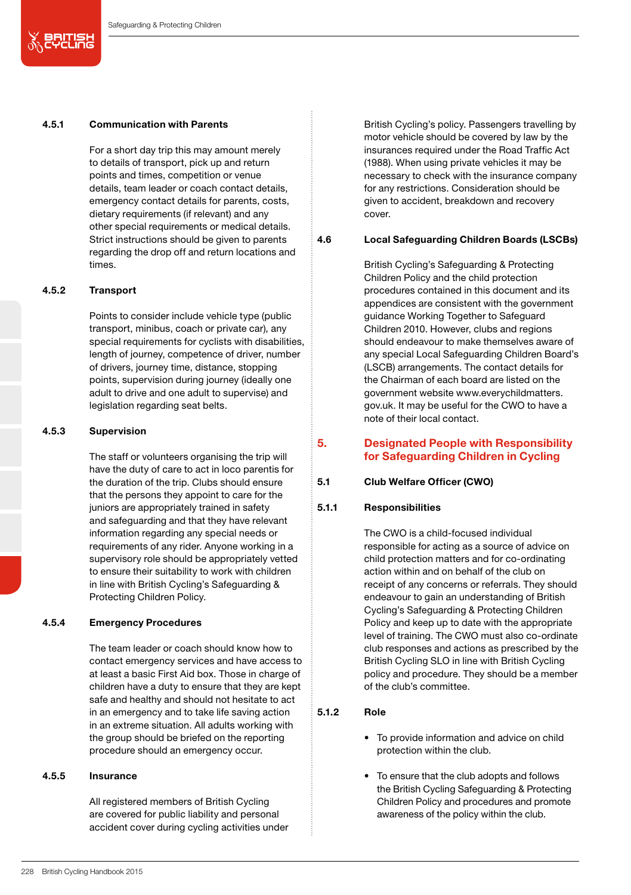#### 4.5.1 Communication with Parents

For a short day trip this may amount merely to details of transport, pick up and return points and times, competition or venue details, team leader or coach contact details, emergency contact details for parents, costs, dietary requirements (if relevant) and any other special requirements or medical details. Strict instructions should be given to parents regarding the drop off and return locations and times.

#### 4.5.2 Transport

Points to consider include vehicle type (public transport, minibus, coach or private car), any special requirements for cyclists with disabilities, length of journey, competence of driver, number of drivers, journey time, distance, stopping points, supervision during journey (ideally one adult to drive and one adult to supervise) and legislation regarding seat belts.

#### 4.5.3 Supervision

The staff or volunteers organising the trip will have the duty of care to act in loco parentis for the duration of the trip. Clubs should ensure that the persons they appoint to care for the juniors are appropriately trained in safety and safeguarding and that they have relevant information regarding any special needs or requirements of any rider. Anyone working in a supervisory role should be appropriately vetted to ensure their suitability to work with children in line with British Cycling's Safeguarding & Protecting Children Policy.

#### 4.5.4 Emergency Procedures

The team leader or coach should know how to contact emergency services and have access to at least a basic First Aid box. Those in charge of children have a duty to ensure that they are kept safe and healthy and should not hesitate to act in an emergency and to take life saving action in an extreme situation. All adults working with the group should be briefed on the reporting procedure should an emergency occur.

#### 4.5.5 Insurance

All registered members of British Cycling are covered for public liability and personal accident cover during cycling activities under British Cycling's policy. Passengers travelling by motor vehicle should be covered by law by the insurances required under the Road Traffic Act (1988). When using private vehicles it may be necessary to check with the insurance company for any restrictions. Consideration should be given to accident, breakdown and recovery cover.

### 4.6 Local Safeguarding Children Boards (LSCBs)

British Cycling's Safeguarding & Protecting Children Policy and the child protection procedures contained in this document and its appendices are consistent with the government guidance Working Together to Safeguard Children 2010. However, clubs and regions should endeavour to make themselves aware of any special Local Safeguarding Children Board's (LSCB) arrangements. The contact details for the Chairman of each board are listed on the government website www.everychildmatters.gov.uk. It may be useful for the CWO to have a note of their local contact.

## 5. Designated People with Responsibility for Safeguarding Children in Cycling

### 5.1 Club Welfare Officer (CWO)

#### 5.1.1 Responsibilities

The CWO is a child-focused individual responsible for acting as a source of advice on child protection matters and for co-ordinating action within and on behalf of the club on receipt of any concerns or referrals. They should endeavour to gain an understanding of British Cycling's Safeguarding & Protecting Children Policy and keep up to date with the appropriate level of training. The CWO must also co-ordinate club responses and actions as prescribed by the British Cycling SLO in line with British Cycling policy and procedure. They should be a member of the club's committee.

#### 5.1.2 Role

- To provide information and advice on child protection within the club.
- To ensure that the club adopts and follows the British Cycling Safeguarding & Protecting Children Policy and procedures and promote awareness of the policy within the club.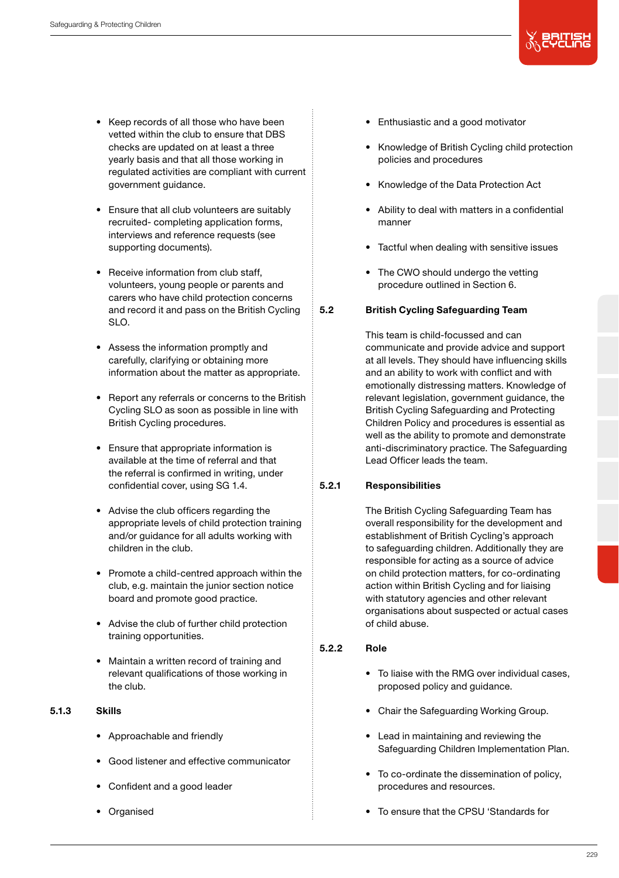- Keep records of all those who have been vetted within the club to ensure that DBS checks are updated on at least a three yearly basis and that all those working in regulated activities are compliant with current government guidance.
- Ensure that all club volunteers are suitably recruited- completing application forms, interviews and reference requests (see supporting documents).
- Receive information from club staff, volunteers, young people or parents and carers who have child protection concerns and record it and pass on the British Cycling SLO.
- Assess the information promptly and carefully, clarifying or obtaining more information about the matter as appropriate.
- Report any referrals or concerns to the British Cycling SLO as soon as possible in line with British Cycling procedures.
- Ensure that appropriate information is available at the time of referral and that the referral is confirmed in writing, under confidential cover, using SG 1.4.
- Advise the club officers regarding the appropriate levels of child protection training and/or guidance for all adults working with children in the club.
- Promote a child-centred approach within the club, e.g. maintain the junior section notice board and promote good practice.
- Advise the club of further child protection training opportunities.
- Maintain a written record of training and relevant qualifications of those working in the club.

### 5.1.3 Skills

- Approachable and friendly
- Good listener and effective communicator
- Confident and a good leader
- Organised
- Enthusiastic and a good motivator
- Knowledge of British Cycling child protection policies and procedures
- Knowledge of the Data Protection Act
- Ability to deal with matters in a confidential manner
- Tactful when dealing with sensitive issues
- The CWO should undergo the vetting procedure outlined in Section 6.

## 5.2 British Cycling Safeguarding Team

This team is child-focussed and can communicate and provide advice and support at all levels. They should have influencing skills and an ability to work with conflict and with emotionally distressing matters. Knowledge of relevant legislation, government guidance, the British Cycling Safeguarding and Protecting Children Policy and procedures is essential as well as the ability to promote and demonstrate anti-discriminatory practice. The Safeguarding Lead Officer leads the team.

### 5.2.1 Responsibilities

The British Cycling Safeguarding Team has overall responsibility for the development and establishment of British Cycling's approach to safeguarding children. Additionally they are responsible for acting as a source of advice on child protection matters, for co-ordinating action within British Cycling and for liaising with statutory agencies and other relevant organisations about suspected or actual cases of child abuse.

### 5.2.2 Role

- To liaise with the RMG over individual cases, proposed policy and guidance.
- Chair the Safeguarding Working Group.
- Lead in maintaining and reviewing the Safeguarding Children Implementation Plan.
- To co-ordinate the dissemination of policy, procedures and resources.
- To ensure that the CPSU 'Standards for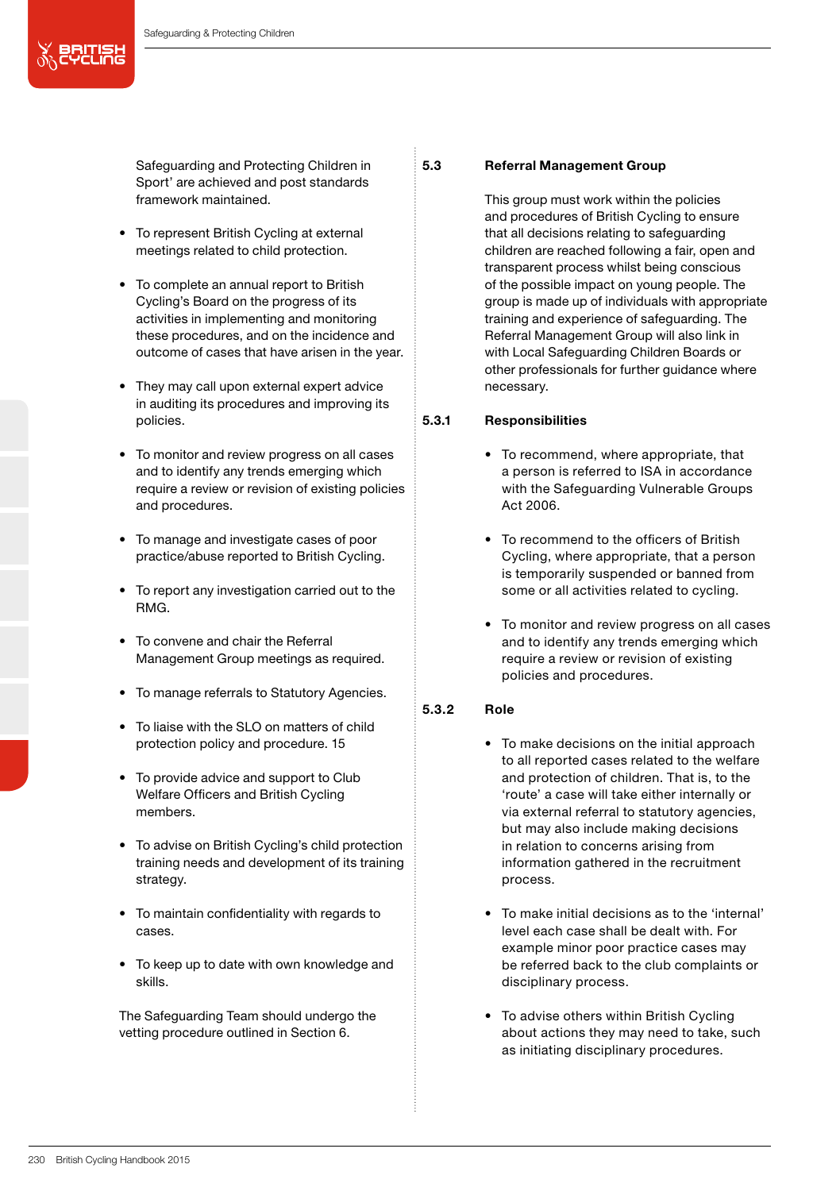Safeguarding and Protecting Children in Sport' are achieved and post standards framework maintained.

- To represent British Cycling at external meetings related to child protection.
- To complete an annual report to British Cycling's Board on the progress of its activities in implementing and monitoring these procedures, and on the incidence and outcome of cases that have arisen in the year.
- They may call upon external expert advice in auditing its procedures and improving its policies.
- To monitor and review progress on all cases and to identify any trends emerging which require a review or revision of existing policies and procedures.
- To manage and investigate cases of poor practice/abuse reported to British Cycling.
- To report any investigation carried out to the RMG.
- To convene and chair the Referral Management Group meetings as required.
- To manage referrals to Statutory Agencies.
- To liaise with the SLO on matters of child protection policy and procedure. 15
- To provide advice and support to Club Welfare Officers and British Cycling members.
- To advise on British Cycling's child protection training needs and development of its training strategy.
- To maintain confidentiality with regards to cases.
- To keep up to date with own knowledge and skills.

The Safeguarding Team should undergo the vetting procedure outlined in Section 6.

## 5.3 Referral Management Group

This group must work within the policies and procedures of British Cycling to ensure that all decisions relating to safeguarding children are reached following a fair, open and transparent process whilst being conscious of the possible impact on young people. The group is made up of individuals with appropriate training and experience of safeguarding. The Referral Management Group will also link in with Local Safeguarding Children Boards or other professionals for further guidance where necessary.

### 5.3.1 Responsibilities

- To recommend, where appropriate, that a person is referred to ISA in accordance with the Safeguarding Vulnerable Groups Act 2006.
- To recommend to the officers of British Cycling, where appropriate, that a person is temporarily suspended or banned from some or all activities related to cycling.
- To monitor and review progress on all cases and to identify any trends emerging which require a review or revision of existing policies and procedures.

### 5.3.2 Role

- To make decisions on the initial approach to all reported cases related to the welfare and protection of children. That is, to the 'route' a case will take either internally or via external referral to statutory agencies, but may also include making decisions in relation to concerns arising from information gathered in the recruitment process.
- To make initial decisions as to the 'internal' level each case shall be dealt with. For example minor poor practice cases may be referred back to the club complaints or disciplinary process.
- To advise others within British Cycling about actions they may need to take, such as initiating disciplinary procedures.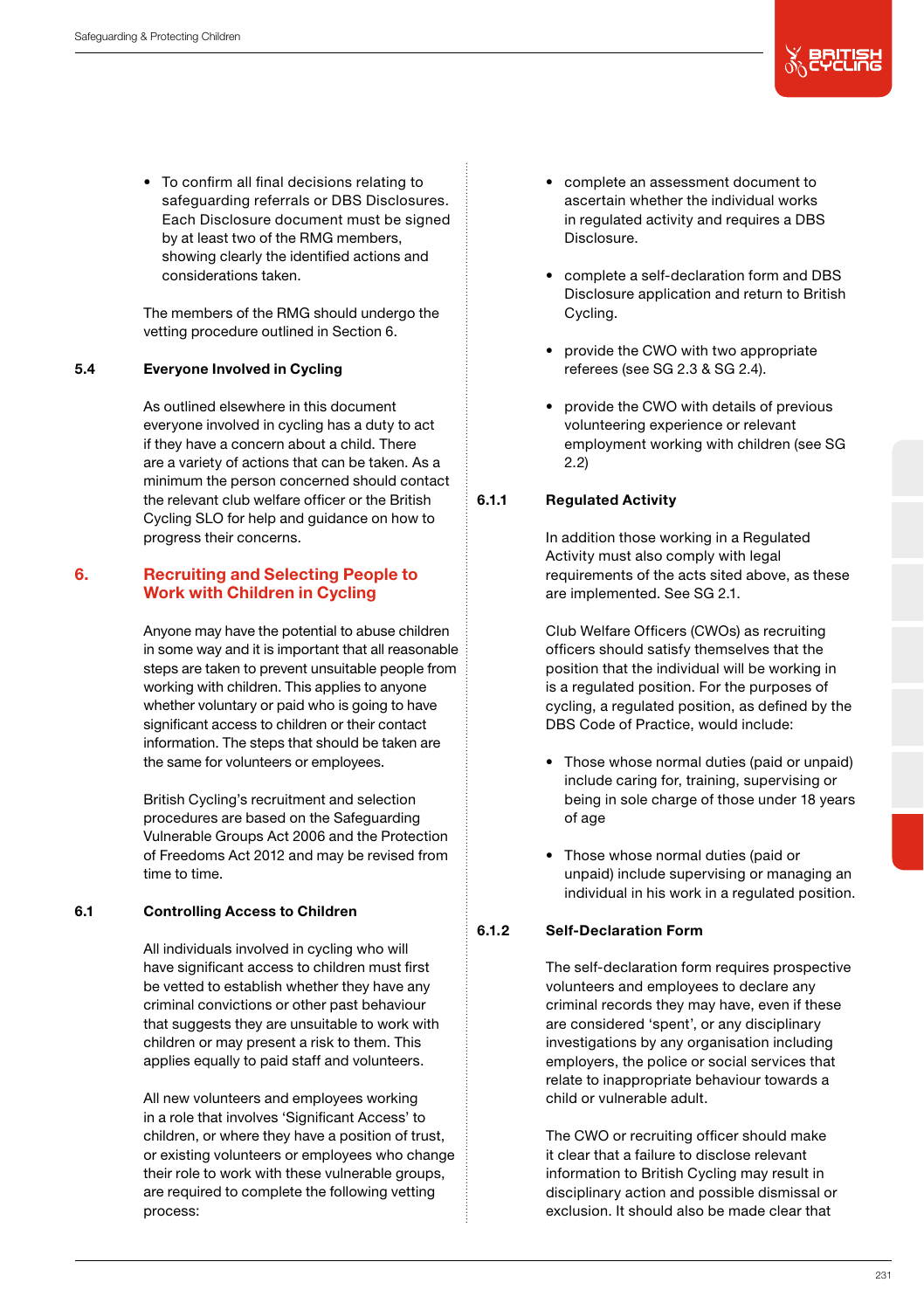- To confirm all final decisions relating to safeguarding referrals or DBS Disclosures. Each Disclosure document must be signed by at least two of the RMG members, showing clearly the identified actions and considerations taken.

The members of the RMG should undergo the vetting procedure outlined in Section 6.

### 5.4 Everyone Involved in Cycling

As outlined elsewhere in this document everyone involved in cycling has a duty to act if they have a concern about a child. There are a variety of actions that can be taken. As a minimum the person concerned should contact the relevant club welfare officer or the British Cycling SLO for help and guidance on how to progress their concerns.

## 6. Recruiting and Selecting People to Work with Children in Cycling

Anyone may have the potential to abuse children in some way and it is important that all reasonable steps are taken to prevent unsuitable people from working with children. This applies to anyone whether voluntary or paid who is going to have significant access to children or their contact information. The steps that should be taken are the same for volunteers or employees.

British Cycling's recruitment and selection procedures are based on the Safeguarding Vulnerable Groups Act 2006 and the Protection of Freedoms Act 2012 and may be revised from time to time.

### 6.1 Controlling Access to Children

All individuals involved in cycling who will have significant access to children must first be vetted to establish whether they have any criminal convictions or other past behaviour that suggests they are unsuitable to work with children or may present a risk to them. This applies equally to paid staff and volunteers.

All new volunteers and employees working in a role that involves 'Significant Access' to children, or where they have a position of trust, or existing volunteers or employees who change their role to work with these vulnerable groups, are required to complete the following vetting process:

- complete an assessment document to ascertain whether the individual works in regulated activity and requires a DBS Disclosure.
- complete a self-declaration form and DBS Disclosure application and return to British Cycling.
- provide the CWO with two appropriate referees (see SG 2.3 & SG 2.4).
- provide the CWO with details of previous volunteering experience or relevant employment working with children (see SG 2.2)

#### 6.1.1 Regulated Activity

In addition those working in a Regulated Activity must also comply with legal requirements of the acts sited above, as these are implemented. See SG 2.1.

Club Welfare Officers (CWOs) as recruiting officers should satisfy themselves that the position that the individual will be working in is a regulated position. For the purposes of cycling, a regulated position, as defined by the DBS Code of Practice, would include:

- Those whose normal duties (paid or unpaid) include caring for, training, supervising or being in sole charge of those under 18 years of age
- Those whose normal duties (paid or unpaid) include supervising or managing an individual in his work in a regulated position.

#### 6.1.2 Self-Declaration Form

The self-declaration form requires prospective volunteers and employees to declare any criminal records they may have, even if these are considered 'spent', or any disciplinary investigations by any organisation including employers, the police or social services that relate to inappropriate behaviour towards a child or vulnerable adult.

The CWO or recruiting officer should make it clear that a failure to disclose relevant information to British Cycling may result in disciplinary action and possible dismissal or exclusion. It should also be made clear that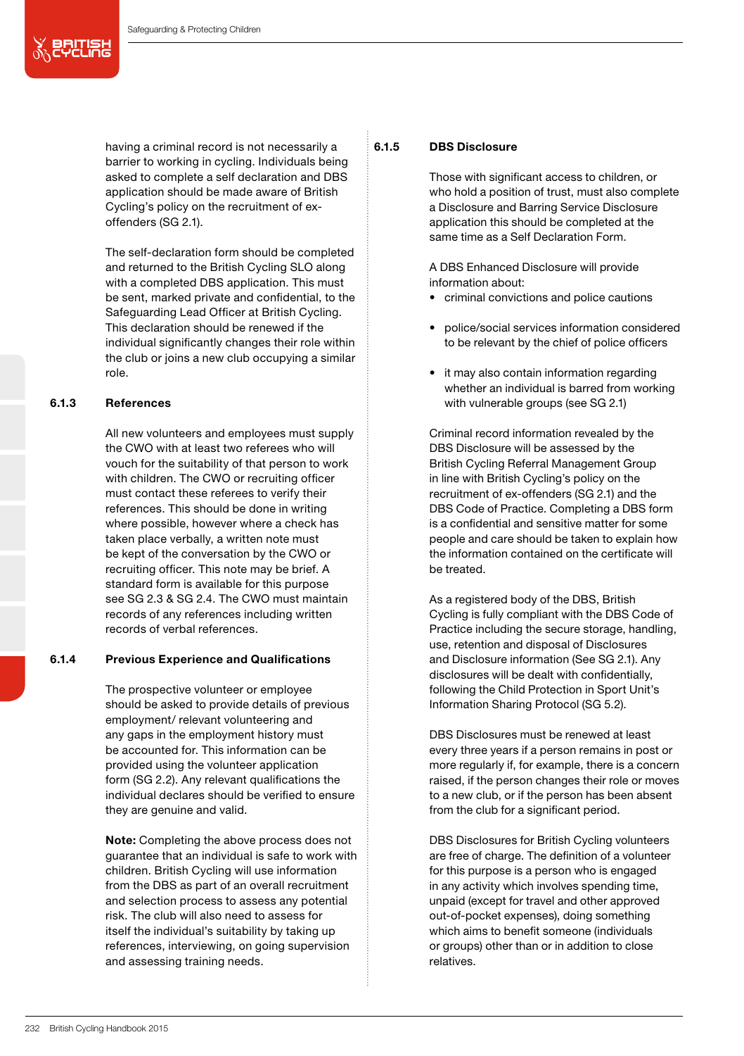having a criminal record is not necessarily a barrier to working in cycling. Individuals being asked to complete a self declaration and DBS application should be made aware of British Cycling's policy on the recruitment of ex-offenders (SG 2.1).

The self-declaration form should be completed and returned to the British Cycling SLO along with a completed DBS application. This must be sent, marked private and confidential, to the Safeguarding Lead Officer at British Cycling. This declaration should be renewed if the individual significantly changes their role within the club or joins a new club occupying a similar role.

### 6.1.3 References

All new volunteers and employees must supply the CWO with at least two referees who will vouch for the suitability of that person to work with children. The CWO or recruiting officer must contact these referees to verify their references. This should be done in writing where possible, however where a check has taken place verbally, a written note must be kept of the conversation by the CWO or recruiting officer. This note may be brief. A standard form is available for this purpose see SG 2.3 & SG 2.4. The CWO must maintain records of any references including written records of verbal references.

### 6.1.4 Previous Experience and Qualifications

The prospective volunteer or employee should be asked to provide details of previous employment/ relevant volunteering and any gaps in the employment history must be accounted for. This information can be provided using the volunteer application form (SG 2.2). Any relevant qualifications the individual declares should be verified to ensure they are genuine and valid.

**Note:** Completing the above process does not guarantee that an individual is safe to work with children. British Cycling will use information from the DBS as part of an overall recruitment and selection process to assess any potential risk. The club will also need to assess for itself the individual's suitability by taking up references, interviewing, on going supervision and assessing training needs.

### 6.1.5 DBS Disclosure

Those with significant access to children, or who hold a position of trust, must also complete a Disclosure and Barring Service Disclosure application this should be completed at the same time as a Self Declaration Form.

A DBS Enhanced Disclosure will provide information about:

- criminal convictions and police cautions
- police/social services information considered to be relevant by the chief of police officers
- it may also contain information regarding whether an individual is barred from working with vulnerable groups (see SG 2.1)

Criminal record information revealed by the DBS Disclosure will be assessed by the British Cycling Referral Management Group in line with British Cycling's policy on the recruitment of ex-offenders (SG 2.1) and the DBS Code of Practice. Completing a DBS form is a confidential and sensitive matter for some people and care should be taken to explain how the information contained on the certificate will be treated.

As a registered body of the DBS, British Cycling is fully compliant with the DBS Code of Practice including the secure storage, handling, use, retention and disposal of Disclosures and Disclosure information (See SG 2.1). Any disclosures will be dealt with confidentially, following the Child Protection in Sport Unit's Information Sharing Protocol (SG 5.2).

DBS Disclosures must be renewed at least every three years if a person remains in post or more regularly if, for example, there is a concern raised, if the person changes their role or moves to a new club, or if the person has been absent from the club for a significant period.

DBS Disclosures for British Cycling volunteers are free of charge. The definition of a volunteer for this purpose is a person who is engaged in any activity which involves spending time, unpaid (except for travel and other approved out-of-pocket expenses), doing something which aims to benefit someone (individuals or groups) other than or in addition to close relatives.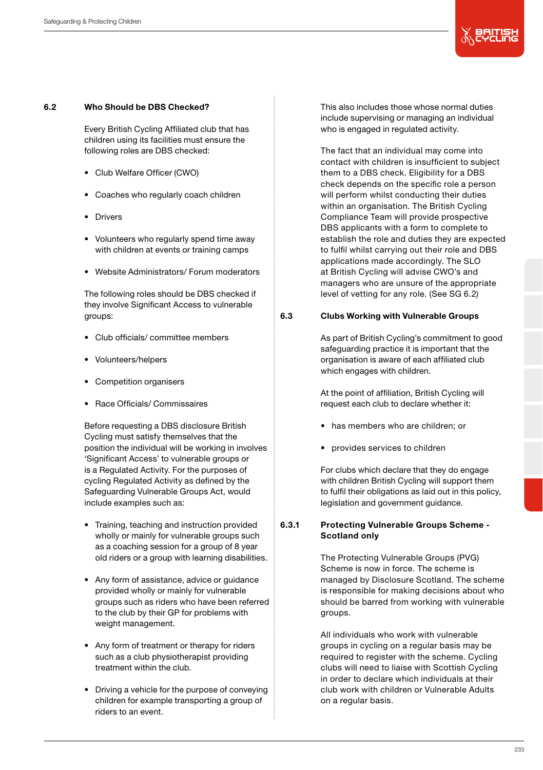## 6.2 Who Should be DBS Checked?

Every British Cycling Affiliated club that has children using its facilities must ensure the following roles are DBS checked:

- Club Welfare Officer (CWO)
- Coaches who regularly coach children
- Drivers
- Volunteers who regularly spend time away with children at events or training camps
- Website Administrators/ Forum moderators

The following roles should be DBS checked if they involve Significant Access to vulnerable groups:

- Club officials/ committee members
- Volunteers/helpers
- Competition organisers
- Race Officials/ Commissaires

Before requesting a DBS disclosure British Cycling must satisfy themselves that the position the individual will be working in involves 'Significant Access' to vulnerable groups or is a Regulated Activity. For the purposes of cycling Regulated Activity as defined by the Safeguarding Vulnerable Groups Act, would include examples such as:

- Training, teaching and instruction provided wholly or mainly for vulnerable groups such as a coaching session for a group of 8 year old riders or a group with learning disabilities.
- Any form of assistance, advice or guidance provided wholly or mainly for vulnerable groups such as riders who have been referred to the club by their GP for problems with weight management.
- Any form of treatment or therapy for riders such as a club physiotherapist providing treatment within the club.
- Driving a vehicle for the purpose of conveying children for example transporting a group of riders to an event.

This also includes those whose normal duties include supervising or managing an individual who is engaged in regulated activity.

The fact that an individual may come into contact with children is insufficient to subject them to a DBS check. Eligibility for a DBS check depends on the specific role a person will perform whilst conducting their duties within an organisation. The British Cycling Compliance Team will provide prospective DBS applicants with a form to complete to establish the role and duties they are expected to fulfil whilst carrying out their role and DBS applications made accordingly. The SLO at British Cycling will advise CWO's and managers who are unsure of the appropriate level of vetting for any role. (See SG 6.2)

## 6.3 Clubs Working with Vulnerable Groups

As part of British Cycling's commitment to good safeguarding practice it is important that the organisation is aware of each affiliated club which engages with children.

At the point of affiliation, British Cycling will request each club to declare whether it:

- has members who are children; or
- provides services to children

For clubs which declare that they do engage with children British Cycling will support them to fulfil their obligations as laid out in this policy, legislation and government guidance.

### 6.3.1 Protecting Vulnerable Groups Scheme - Scotland only

The Protecting Vulnerable Groups (PVG) Scheme is now in force. The scheme is managed by Disclosure Scotland. The scheme is responsible for making decisions about who should be barred from working with vulnerable groups.

All individuals who work with vulnerable groups in cycling on a regular basis may be required to register with the scheme. Cycling clubs will need to liaise with Scottish Cycling in order to declare which individuals at their club work with children or Vulnerable Adults on a regular basis.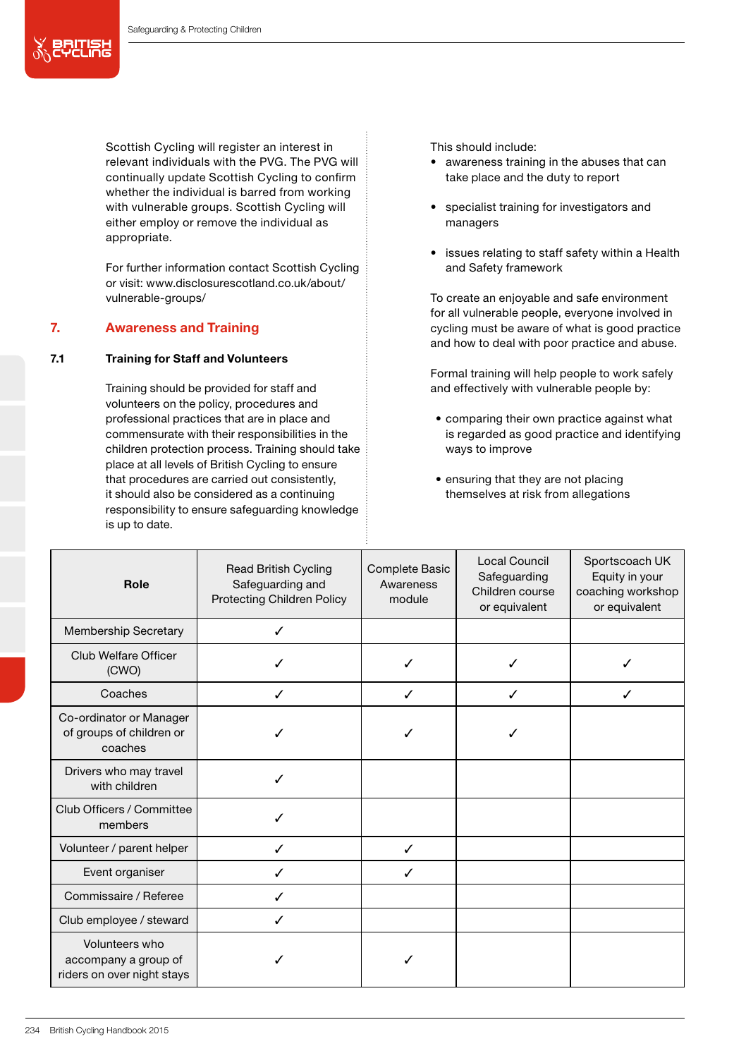Scottish Cycling will register an interest in relevant individuals with the PVG. The PVG will continually update Scottish Cycling to confirm whether the individual is barred from working with vulnerable groups. Scottish Cycling will either employ or remove the individual as appropriate.

For further information contact Scottish Cycling or visit: www.disclosurescotland.co.uk/about/vulnerable-groups/

## 7. Awareness and Training

### 7.1 Training for Staff and Volunteers

Training should be provided for staff and volunteers on the policy, procedures and professional practices that are in place and commensurate with their responsibilities in the children protection process. Training should take place at all levels of British Cycling to ensure that procedures are carried out consistently, it should also be considered as a continuing responsibility to ensure safeguarding knowledge is up to date.

This should include:

- awareness training in the abuses that can take place and the duty to report
- specialist training for investigators and managers
- issues relating to staff safety within a Health and Safety framework

To create an enjoyable and safe environment for all vulnerable people, everyone involved in cycling must be aware of what is good practice and how to deal with poor practice and abuse.

Formal training will help people to work safely and effectively with vulnerable people by:

- comparing their own practice against what is regarded as good practice and identifying ways to improve
- ensuring that they are not placing themselves at risk from allegations

| Role | Read British Cycling Safeguarding and Protecting Children Policy | Complete Basic Awareness module | Local Council Safeguarding Children course or equivalent | Sportscoach UK Equity in your coaching workshop or equivalent |
|---|---|---|---|---|
| Membership Secretary | ✓ | | | |
| Club Welfare Officer (CWO) | ✓ | ✓ | ✓ | ✓ |
| Coaches | ✓ | ✓ | ✓ | ✓ |
| Co-ordinator or Manager of groups of children or coaches | ✓ | ✓ | ✓ | |
| Drivers who may travel with children | ✓ | | | |
| Club Officers / Committee members | ✓ | | | |
| Volunteer / parent helper | ✓ | ✓ | | |
| Event organiser | ✓ | ✓ | | |
| Commissaire / Referee | ✓ | | | |
| Club employee / steward | ✓ | | | |
| Volunteers who accompany a group of riders on over night stays | ✓ | ✓ | | |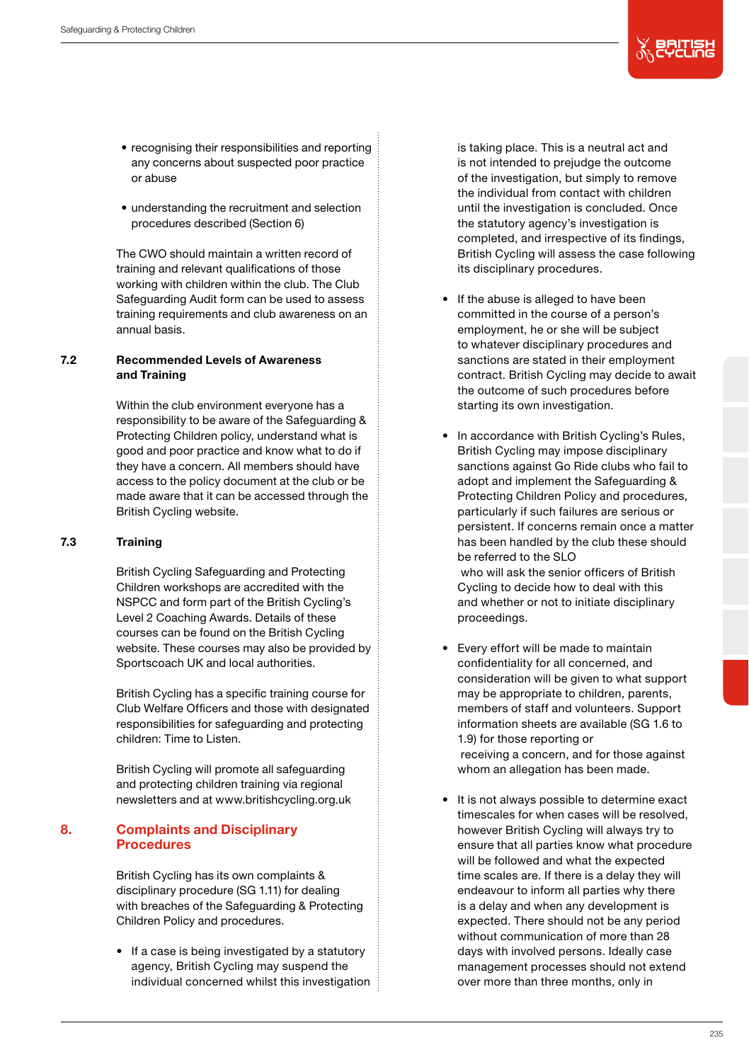- recognising their responsibilities and reporting any concerns about suspected poor practice or abuse
- understanding the recruitment and selection procedures described (Section 6)

The CWO should maintain a written record of training and relevant qualifications of those working with children within the club. The Club Safeguarding Audit form can be used to assess training requirements and club awareness on an annual basis.

### 7.2 Recommended Levels of Awareness and Training

Within the club environment everyone has a responsibility to be aware of the Safeguarding & Protecting Children policy, understand what is good and poor practice and know what to do if they have a concern. All members should have access to the policy document at the club or be made aware that it can be accessed through the British Cycling website.

### 7.3 Training

British Cycling Safeguarding and Protecting Children workshops are accredited with the NSPCC and form part of the British Cycling's Level 2 Coaching Awards. Details of these courses can be found on the British Cycling website. These courses may also be provided by Sportscoach UK and local authorities.

British Cycling has a specific training course for Club Welfare Officers and those with designated responsibilities for safeguarding and protecting children: Time to Listen.

British Cycling will promote all safeguarding and protecting children training via regional newsletters and at www.britishcycling.org.uk

## 8. Complaints and Disciplinary Procedures

British Cycling has its own complaints & disciplinary procedure (SG 1.11) for dealing with breaches of the Safeguarding & Protecting Children Policy and procedures.

- If a case is being investigated by a statutory agency, British Cycling may suspend the individual concerned whilst this investigation is taking place. This is a neutral act and is not intended to prejudge the outcome of the investigation, but simply to remove the individual from contact with children until the investigation is concluded. Once the statutory agency's investigation is completed, and irrespective of its findings, British Cycling will assess the case following its disciplinary procedures.
- If the abuse is alleged to have been committed in the course of a person's employment, he or she will be subject to whatever disciplinary procedures and sanctions are stated in their employment contract. British Cycling may decide to await the outcome of such procedures before starting its own investigation.
- In accordance with British Cycling's Rules, British Cycling may impose disciplinary sanctions against Go Ride clubs who fail to adopt and implement the Safeguarding & Protecting Children Policy and procedures, particularly if such failures are serious or persistent. If concerns remain once a matter has been handled by the club these should be referred to the SLO who will ask the senior officers of British Cycling to decide how to deal with this and whether or not to initiate disciplinary proceedings.
- Every effort will be made to maintain confidentiality for all concerned, and consideration will be given to what support may be appropriate to children, parents, members of staff and volunteers. Support information sheets are available (SG 1.6 to 1.9) for those reporting or receiving a concern, and for those against whom an allegation has been made.
- It is not always possible to determine exact timescales for when cases will be resolved, however British Cycling will always try to ensure that all parties know what procedure will be followed and what the expected time scales are. If there is a delay they will endeavour to inform all parties why there is a delay and when any development is expected. There should not be any period without communication of more than 28 days with involved persons. Ideally case management processes should not extend over more than three months, only in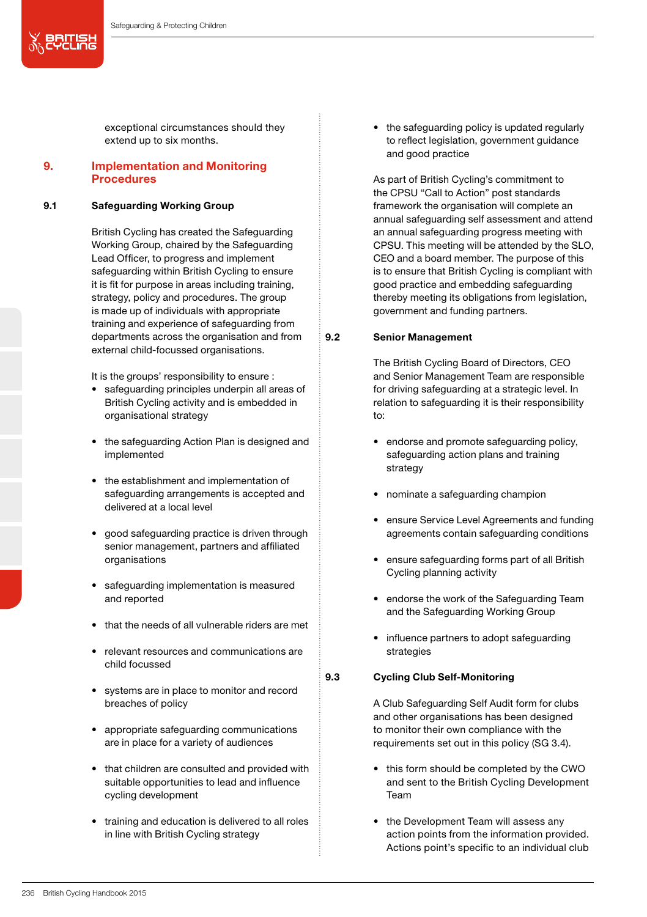exceptional circumstances should they extend up to six months.

## 9. Implementation and Monitoring Procedures

### 9.1 Safeguarding Working Group

British Cycling has created the Safeguarding Working Group, chaired by the Safeguarding Lead Officer, to progress and implement safeguarding within British Cycling to ensure it is fit for purpose in areas including training, strategy, policy and procedures. The group is made up of individuals with appropriate training and experience of safeguarding from departments across the organisation and from external child-focussed organisations.

It is the groups' responsibility to ensure :

- safeguarding principles underpin all areas of British Cycling activity and is embedded in organisational strategy
- the safeguarding Action Plan is designed and implemented
- the establishment and implementation of safeguarding arrangements is accepted and delivered at a local level
- good safeguarding practice is driven through senior management, partners and affiliated organisations
- safeguarding implementation is measured and reported
- that the needs of all vulnerable riders are met
- relevant resources and communications are child focussed
- systems are in place to monitor and record breaches of policy
- appropriate safeguarding communications are in place for a variety of audiences
- that children are consulted and provided with suitable opportunities to lead and influence cycling development
- training and education is delivered to all roles in line with British Cycling strategy
- the safeguarding policy is updated regularly to reflect legislation, government guidance and good practice

As part of British Cycling's commitment to the CPSU "Call to Action" post standards framework the organisation will complete an annual safeguarding self assessment and attend an annual safeguarding progress meeting with CPSU. This meeting will be attended by the SLO, CEO and a board member. The purpose of this is to ensure that British Cycling is compliant with good practice and embedding safeguarding thereby meeting its obligations from legislation, government and funding partners.

### 9.2 Senior Management

The British Cycling Board of Directors, CEO and Senior Management Team are responsible for driving safeguarding at a strategic level. In relation to safeguarding it is their responsibility to:

- endorse and promote safeguarding policy, safeguarding action plans and training strategy
- nominate a safeguarding champion
- ensure Service Level Agreements and funding agreements contain safeguarding conditions
- ensure safeguarding forms part of all British Cycling planning activity
- endorse the work of the Safeguarding Team and the Safeguarding Working Group
- influence partners to adopt safeguarding strategies

### 9.3 Cycling Club Self-Monitoring

A Club Safeguarding Self Audit form for clubs and other organisations has been designed to monitor their own compliance with the requirements set out in this policy (SG 3.4).

- this form should be completed by the CWO and sent to the British Cycling Development Team
- the Development Team will assess any action points from the information provided. Actions point's specific to an individual club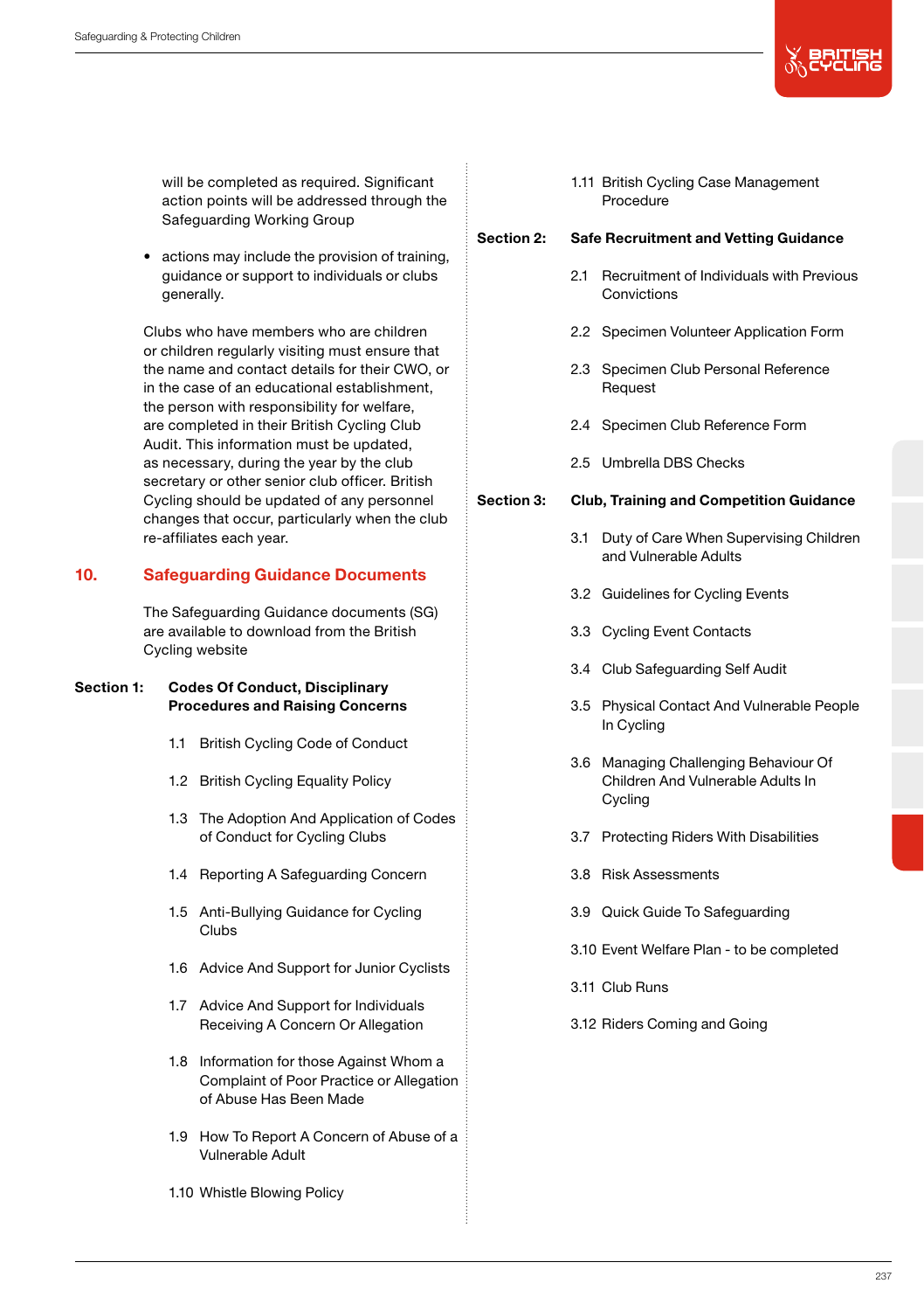will be completed as required. Significant action points will be addressed through the Safeguarding Working Group

- actions may include the provision of training, guidance or support to individuals or clubs generally.

Clubs who have members who are children or children regularly visiting must ensure that the name and contact details for their CWO, or in the case of an educational establishment, the person with responsibility for welfare, are completed in their British Cycling Club Audit. This information must be updated, as necessary, during the year by the club secretary or other senior club officer. British Cycling should be updated of any personnel changes that occur, particularly when the club re-affiliates each year.

## 10. Safeguarding Guidance Documents

The Safeguarding Guidance documents (SG) are available to download from the British Cycling website

**Section 1: Codes Of Conduct, Disciplinary Procedures and Raising Concerns**

1.1 British Cycling Code of Conduct

1.2 British Cycling Equality Policy

1.3 The Adoption And Application of Codes of Conduct for Cycling Clubs

1.4 Reporting A Safeguarding Concern

1.5 Anti-Bullying Guidance for Cycling Clubs

1.6 Advice And Support for Junior Cyclists

1.7 Advice And Support for Individuals Receiving A Concern Or Allegation

1.8 Information for those Against Whom a Complaint of Poor Practice or Allegation of Abuse Has Been Made

1.9 How To Report A Concern of Abuse of a Vulnerable Adult

1.10 Whistle Blowing Policy

1.11 British Cycling Case Management Procedure

**Section 2: Safe Recruitment and Vetting Guidance**

2.1 Recruitment of Individuals with Previous Convictions

2.2 Specimen Volunteer Application Form

2.3 Specimen Club Personal Reference Request

2.4 Specimen Club Reference Form

2.5 Umbrella DBS Checks

**Section 3: Club, Training and Competition Guidance**

3.1 Duty of Care When Supervising Children and Vulnerable Adults

3.2 Guidelines for Cycling Events

3.3 Cycling Event Contacts

3.4 Club Safeguarding Self Audit

3.5 Physical Contact And Vulnerable People In Cycling

3.6 Managing Challenging Behaviour Of Children And Vulnerable Adults In Cycling

3.7 Protecting Riders With Disabilities

3.8 Risk Assessments

3.9 Quick Guide To Safeguarding

3.10 Event Welfare Plan - to be completed

3.11 Club Runs

3.12 Riders Coming and Going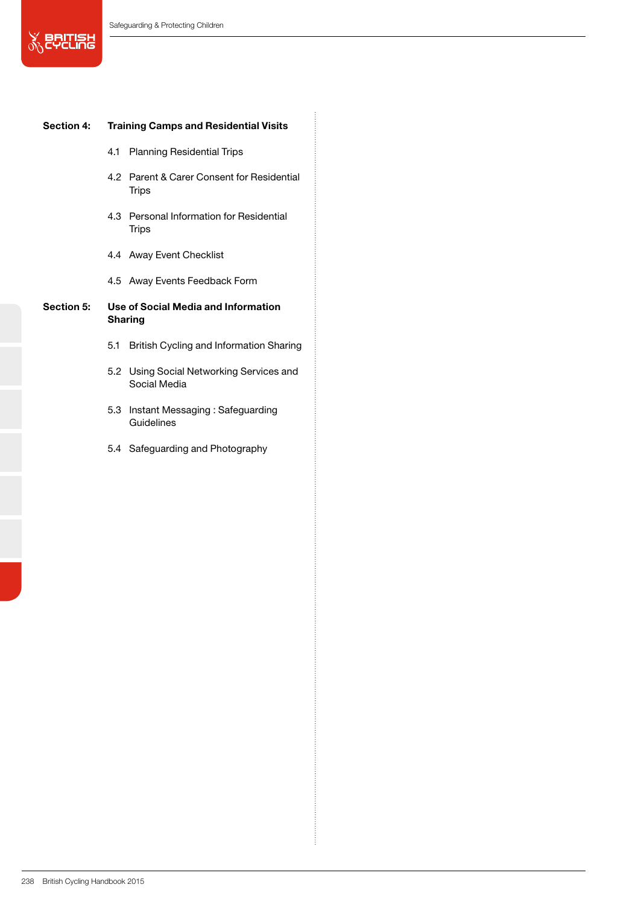**Section 4: Training Camps and Residential Visits**

- 4.1 Planning Residential Trips
- 4.2 Parent & Carer Consent for Residential Trips
- 4.3 Personal Information for Residential Trips
- 4.4 Away Event Checklist
- 4.5 Away Events Feedback Form

**Section 5: Use of Social Media and Information Sharing**

- 5.1 British Cycling and Information Sharing
- 5.2 Using Social Networking Services and Social Media
- 5.3 Instant Messaging : Safeguarding Guidelines
- 5.4 Safeguarding and Photography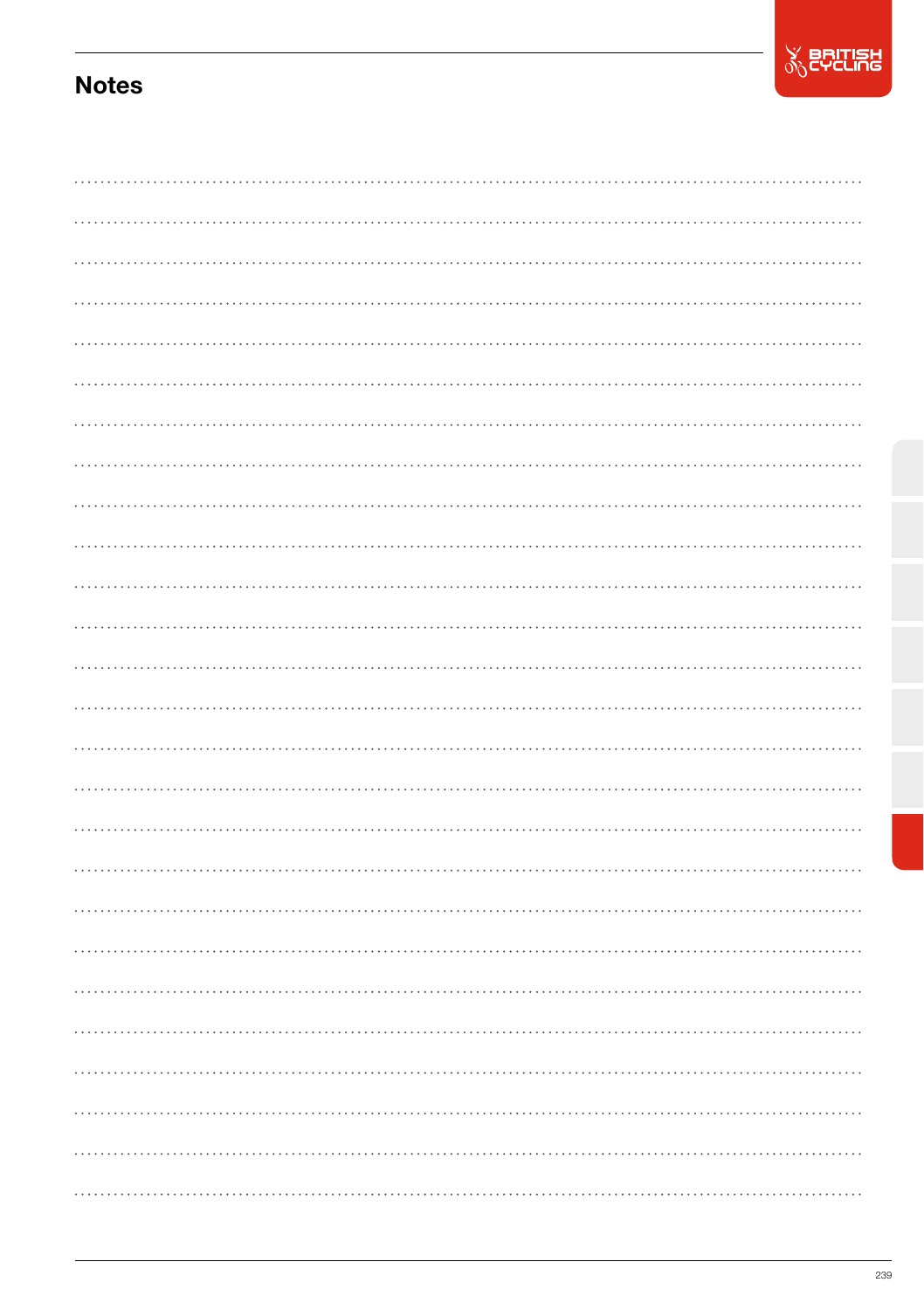## Notes